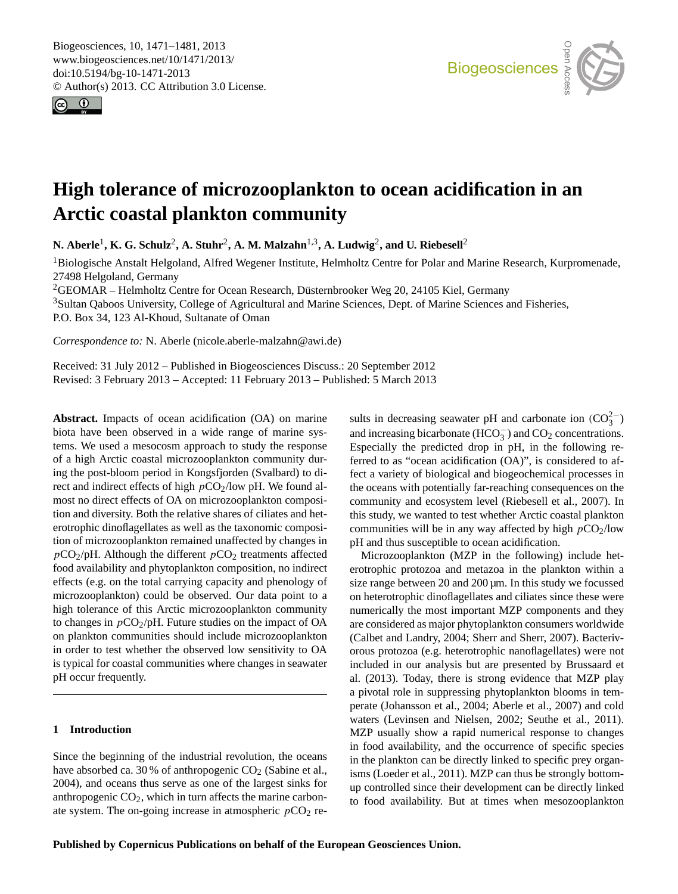# High tolerance of microzooplankton to ocean acidification in an Arctic coastal plankton community

**N. Aberle[1], K. G. Schulz[2], A. Stuhr[2], A. M. Malzahn[1,3], A. Ludwig[2], and U. Riebesell[2]**

[1]Biologische Anstalt Helgoland, Alfred Wegener Institute, Helmholtz Centre for Polar and Marine Research, Kurpromenade, 27498 Helgoland, Germany

[2]GEOMAR – Helmholtz Centre for Ocean Research, Düsternbrooker Weg 20, 24105 Kiel, Germany

[3]Sultan Qaboos University, College of Agricultural and Marine Sciences, Dept. of Marine Sciences and Fisheries, P.O. Box 34, 123 Al-Khoud, Sultanate of Oman

*Correspondence to:* N. Aberle (nicole.aberle-malzahn@awi.de)

Received: 31 July 2012 – Published in Biogeosciences Discuss.: 20 September 2012
Revised: 3 February 2013 – Accepted: 11 February 2013 – Published: 5 March 2013

**Abstract.** Impacts of ocean acidification (OA) on marine biota have been observed in a wide range of marine systems. We used a mesocosm approach to study the response of a high Arctic coastal microzooplankton community during the post-bloom period in Kongsfjorden (Svalbard) to direct and indirect effects of high $p\mathrm{CO_2}$/low pH. We found almost no direct effects of OA on microzooplankton composition and diversity. Both the relative shares of ciliates and heterotrophic dinoflagellates as well as the taxonomic composition of microzooplankton remained unaffected by changes in $p\mathrm{CO_2}$/pH. Although the different $p\mathrm{CO_2}$ treatments affected food availability and phytoplankton composition, no indirect effects (e.g. on the total carrying capacity and phenology of microzooplankton) could be observed. Our data point to a high tolerance of this Arctic microzooplankton community to changes in $p\mathrm{CO_2}$/pH. Future studies on the impact of OA on plankton communities should include microzooplankton in order to test whether the observed low sensitivity to OA is typical for coastal communities where changes in seawater pH occur frequently.

## 1 Introduction

Since the beginning of the industrial revolution, the oceans have absorbed ca. 30 % of anthropogenic $\mathrm{CO_2}$ (Sabine et al., 2004), and oceans thus serve as one of the largest sinks for anthropogenic $\mathrm{CO_2}$, which in turn affects the marine carbonate system. The on-going increase in atmospheric $p\mathrm{CO_2}$ results in decreasing seawater pH and carbonate ion ($\mathrm{CO_3^{2-}}$) and increasing bicarbonate ($\mathrm{HCO_3^-}$) and $\mathrm{CO_2}$ concentrations. Especially the predicted drop in pH, in the following referred to as "ocean acidification (OA)", is considered to affect a variety of biological and biogeochemical processes in the oceans with potentially far-reaching consequences on the community and ecosystem level (Riebesell et al., 2007). In this study, we wanted to test whether Arctic coastal plankton communities will be in any way affected by high $p\mathrm{CO_2}$/low pH and thus susceptible to ocean acidification.

Microzooplankton (MZP in the following) include heterotrophic protozoa and metazoa in the plankton within a size range between 20 and 200 µm. In this study we focussed on heterotrophic dinoflagellates and ciliates since these were numerically the most important MZP components and they are considered as major phytoplankton consumers worldwide (Calbet and Landry, 2004; Sherr and Sherr, 2007). Bacterivorous protozoa (e.g. heterotrophic nanoflagellates) were not included in our analysis but are presented by Brussaard et al. (2013). Today, there is strong evidence that MZP play a pivotal role in suppressing phytoplankton blooms in temperate (Johansson et al., 2004; Aberle et al., 2007) and cold waters (Levinsen and Nielsen, 2002; Seuthe et al., 2011). MZP usually show a rapid numerical response to changes in food availability, and the occurrence of specific species in the plankton can be directly linked to specific prey organisms (Loeder et al., 2011). MZP can thus be strongly bottom-up controlled since their development can be directly linked to food availability. But at times when mesozooplankton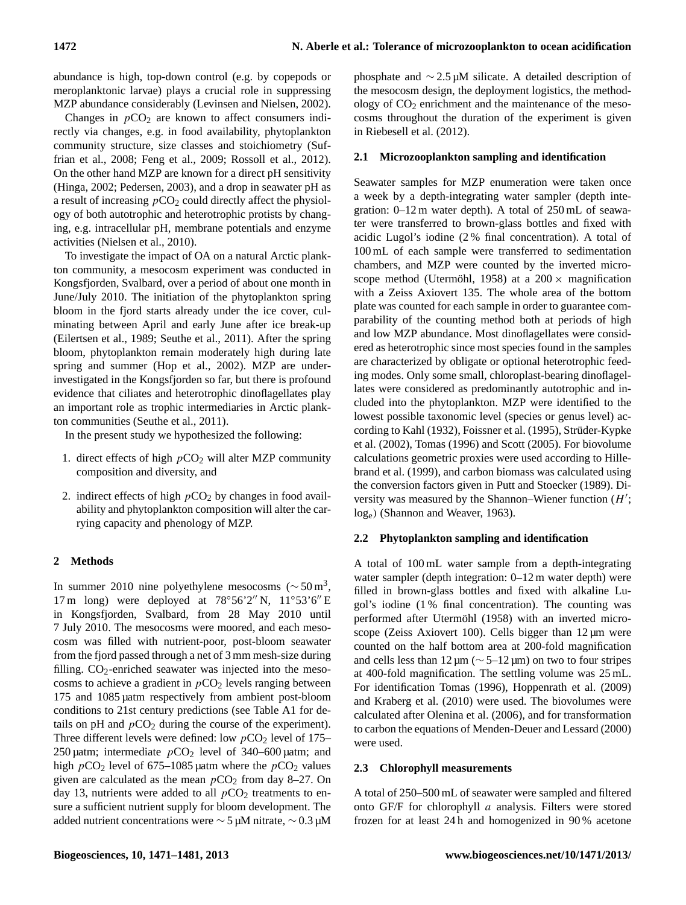abundance is high, top-down control (e.g. by copepods or meroplanktonic larvae) plays a crucial role in suppressing MZP abundance considerably (Levinsen and Nielsen, 2002).

Changes in $pCO_2$ are known to affect consumers indirectly via changes, e.g. in food availability, phytoplankton community structure, size classes and stoichiometry (Suffrian et al., 2008; Feng et al., 2009; Rossoll et al., 2012). On the other hand MZP are known for a direct pH sensitivity (Hinga, 2002; Pedersen, 2003), and a drop in seawater pH as a result of increasing $pCO_2$ could directly affect the physiology of both autotrophic and heterotrophic protists by changing, e.g. intracellular pH, membrane potentials and enzyme activities (Nielsen et al., 2010).

To investigate the impact of OA on a natural Arctic plankton community, a mesocosm experiment was conducted in Kongsfjorden, Svalbard, over a period of about one month in June/July 2010. The initiation of the phytoplankton spring bloom in the fjord starts already under the ice cover, culminating between April and early June after ice break-up (Eilertsen et al., 1989; Seuthe et al., 2011). After the spring bloom, phytoplankton remain moderately high during late spring and summer (Hop et al., 2002). MZP are under-investigated in the Kongsfjorden so far, but there is profound evidence that ciliates and heterotrophic dinoflagellates play an important role as trophic intermediaries in Arctic plankton communities (Seuthe et al., 2011).

In the present study we hypothesized the following:

1. direct effects of high $pCO_2$ will alter MZP community composition and diversity, and
2. indirect effects of high $pCO_2$ by changes in food availability and phytoplankton composition will alter the carrying capacity and phenology of MZP.

## 2 Methods

In summer 2010 nine polyethylene mesocosms ($\sim 50\,m^3$, 17 m long) were deployed at 78°56'2″ N, 11°53'6″ E in Kongsfjorden, Svalbard, from 28 May 2010 until 7 July 2010. The mesocosms were moored, and each mesocosm was filled with nutrient-poor, post-bloom seawater from the fjord passed through a net of 3 mm mesh-size during filling. $CO_2$-enriched seawater was injected into the mesocosms to achieve a gradient in $pCO_2$ levels ranging between 175 and 1085 µatm respectively from ambient post-bloom conditions to 21st century predictions (see Table A1 for details on pH and $pCO_2$ during the course of the experiment). Three different levels were defined: low $pCO_2$ level of 175–250 µatm; intermediate $pCO_2$ level of 340–600 µatm; and high $pCO_2$ level of 675–1085 µatm where the $pCO_2$ values given are calculated as the mean $pCO_2$ from day 8–27. On day 13, nutrients were added to all $pCO_2$ treatments to ensure a sufficient nutrient supply for bloom development. The added nutrient concentrations were ∼ 5 µM nitrate, ∼ 0.3 µM phosphate and ∼ 2.5 µM silicate. A detailed description of the mesocosm design, the deployment logistics, the methodology of $CO_2$ enrichment and the maintenance of the mesocosms throughout the duration of the experiment is given in Riebesell et al. (2012).

### 2.1 Microzooplankton sampling and identification

Seawater samples for MZP enumeration were taken once a week by a depth-integrating water sampler (depth integration: 0–12 m water depth). A total of 250 mL of seawater were transferred to brown-glass bottles and fixed with acidic Lugol's iodine (2 % final concentration). A total of 100 mL of each sample were transferred to sedimentation chambers, and MZP were counted by the inverted microscope method (Utermöhl, 1958) at a 200 × magnification with a Zeiss Axiovert 135. The whole area of the bottom plate was counted for each sample in order to guarantee comparability of the counting method both at periods of high and low MZP abundance. Most dinoflagellates were considered as heterotrophic since most species found in the samples are characterized by obligate or optional heterotrophic feeding modes. Only some small, chloroplast-bearing dinoflagellates were considered as predominantly autotrophic and included into the phytoplankton. MZP were identified to the lowest possible taxonomic level (species or genus level) according to Kahl (1932), Foissner et al. (1995), Strüder-Kypke et al. (2002), Tomas (1996) and Scott (2005). For biovolume calculations geometric proxies were used according to Hillebrand et al. (1999), and carbon biomass was calculated using the conversion factors given in Putt and Stoecker (1989). Diversity was measured by the Shannon–Wiener function ($H'$; $\log_e$) (Shannon and Weaver, 1963).

### 2.2 Phytoplankton sampling and identification

A total of 100 mL water sample from a depth-integrating water sampler (depth integration: 0–12 m water depth) were filled in brown-glass bottles and fixed with alkaline Lugol's iodine (1 % final concentration). The counting was performed after Utermöhl (1958) with an inverted microscope (Zeiss Axiovert 100). Cells bigger than 12 µm were counted on the half bottom area at 200-fold magnification and cells less than 12 µm (∼ 5–12 µm) on two to four stripes at 400-fold magnification. The settling volume was 25 mL. For identification Tomas (1996), Hoppenrath et al. (2009) and Kraberg et al. (2010) were used. The biovolumes were calculated after Olenina et al. (2006), and for transformation to carbon the equations of Menden-Deuer and Lessard (2000) were used.

### 2.3 Chlorophyll measurements

A total of 250–500 mL of seawater were sampled and filtered onto GF/F for chlorophyll *a* analysis. Filters were stored frozen for at least 24 h and homogenized in 90 % acetone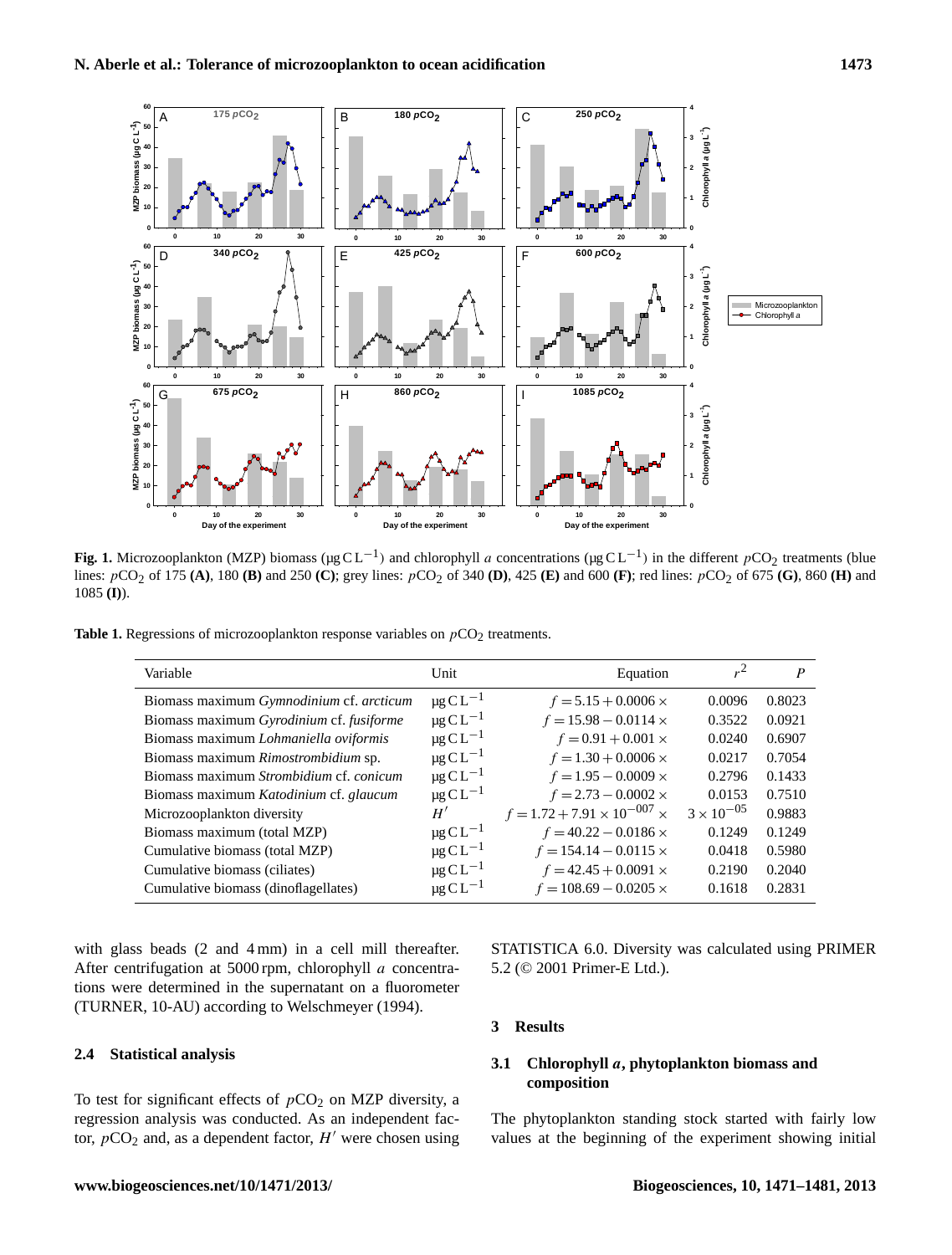**Fig. 1.** Microzooplankton (MZP) biomass (µg C L$^{-1}$) and chlorophyll *a* concentrations (µg C L$^{-1}$) in the different $pCO_2$ treatments (blue lines: $pCO_2$ of 175 **(A)**, 180 **(B)** and 250 **(C)**; grey lines: $pCO_2$ of 340 **(D)**, 425 **(E)** and 600 **(F)**; red lines: $pCO_2$ of 675 **(G)**, 860 **(H)** and 1085 **(I)**).

**Table 1.** Regressions of microzooplankton response variables on $pCO_2$ treatments.

| Variable | Unit | Equation | $r^2$ | $P$ |
|---|---|---|---|---|
| Biomass maximum *Gymnodinium* cf. *arcticum* | µg C L$^{-1}$ | $f = 5.15 + 0.0006 \times$ | 0.0096 | 0.8023 |
| Biomass maximum *Gyrodinium* cf. *fusiforme* | µg C L$^{-1}$ | $f = 15.98 - 0.0114 \times$ | 0.3522 | 0.0921 |
| Biomass maximum *Lohmaniella oviformis* | µg C L$^{-1}$ | $f = 0.91 + 0.001 \times$ | 0.0240 | 0.6907 |
| Biomass maximum *Rimostrombidium* sp. | µg C L$^{-1}$ | $f = 1.30 + 0.0006 \times$ | 0.0217 | 0.7054 |
| Biomass maximum *Strombidium* cf. *conicum* | µg C L$^{-1}$ | $f = 1.95 - 0.0009 \times$ | 0.2796 | 0.1433 |
| Biomass maximum *Katodinium* cf. *glaucum* | µg C L$^{-1}$ | $f = 2.73 - 0.0002 \times$ | 0.0153 | 0.7510 |
| Microzooplankton diversity | $H'$ | $f = 1.72 + 7.91 \times 10^{-007} \times$ | $3 \times 10^{-05}$ | 0.9883 |
| Biomass maximum (total MZP) | µg C L$^{-1}$ | $f = 40.22 - 0.0186 \times$ | 0.1249 | 0.1249 |
| Cumulative biomass (total MZP) | µg C L$^{-1}$ | $f = 154.14 - 0.0115 \times$ | 0.0418 | 0.5980 |
| Cumulative biomass (ciliates) | µg C L$^{-1}$ | $f = 42.45 + 0.0091 \times$ | 0.2190 | 0.2040 |
| Cumulative biomass (dinoflagellates) | µg C L$^{-1}$ | $f = 108.69 - 0.0205 \times$ | 0.1618 | 0.2831 |

with glass beads (2 and 4 mm) in a cell mill thereafter. After centrifugation at 5000 rpm, chlorophyll *a* concentrations were determined in the supernatant on a fluorometer (TURNER, 10-AU) according to Welschmeyer (1994).

### 2.4 Statistical analysis

To test for significant effects of $pCO_2$ on MZP diversity, a regression analysis was conducted. As an independent factor, $pCO_2$ and, as a dependent factor, $H'$ were chosen using STATISTICA 6.0. Diversity was calculated using PRIMER 5.2 (© 2001 Primer-E Ltd.).

## 3 Results

### 3.1 Chlorophyll *a*, phytoplankton biomass and composition

The phytoplankton standing stock started with fairly low values at the beginning of the experiment showing initial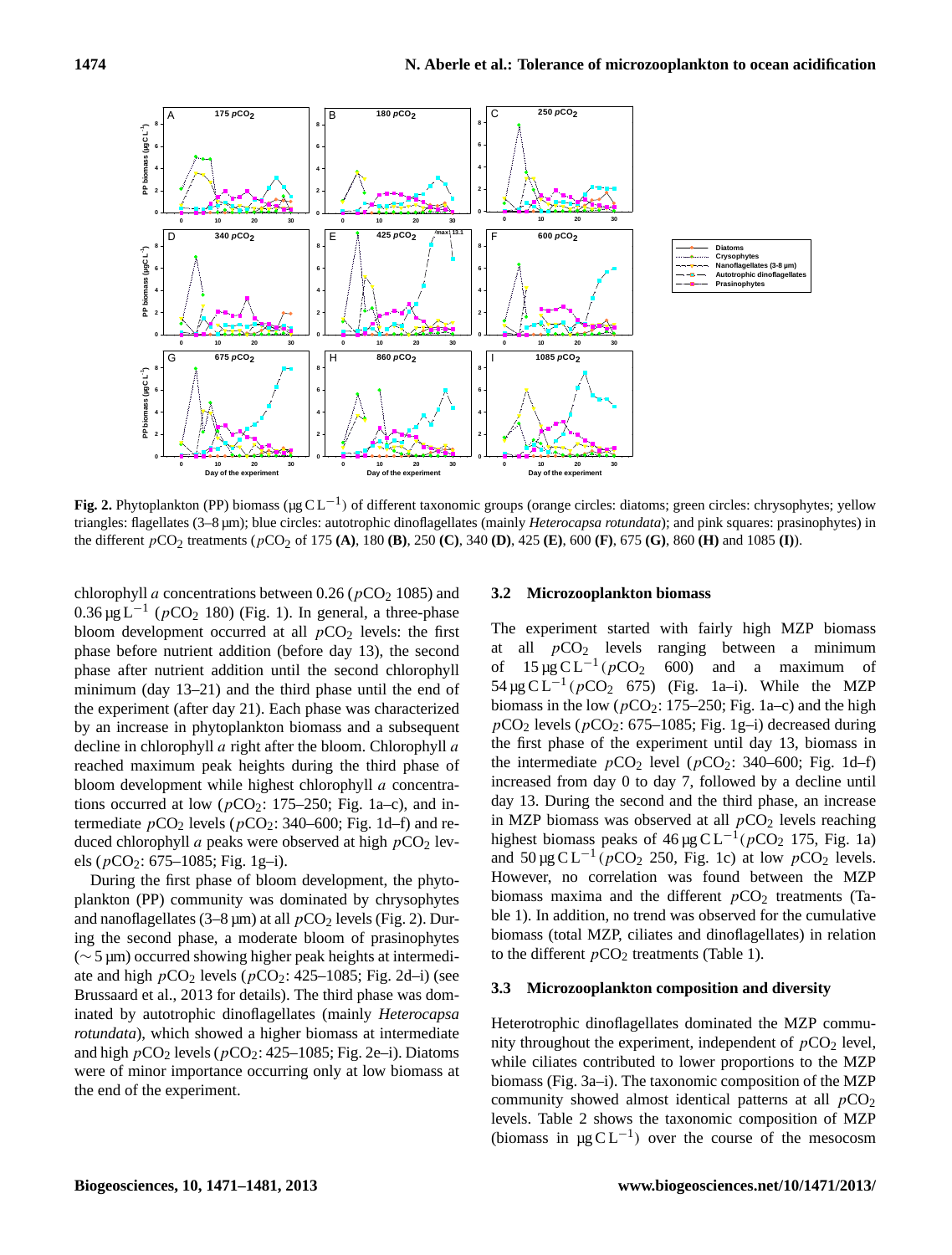**Fig. 2.** Phytoplankton (PP) biomass (µg C $L^{-1}$) of different taxonomic groups (orange circles: diatoms; green circles: chrysophytes; yellow triangles: flagellates (3–8 µm); blue circles: autotrophic dinoflagellates (mainly *Heterocapsa rotundata*); and pink squares: prasinophytes) in the different $pCO_2$ treatments ($pCO_2$ of 175 **(A)**, 180 **(B)**, 250 **(C)**, 340 **(D)**, 425 **(E)**, 600 **(F)**, 675 **(G)**, 860 **(H)** and 1085 **(I)**).

chlorophyll *a* concentrations between 0.26 ($pCO_2$ 1085) and 0.36 µg $L^{-1}$ ($pCO_2$ 180) (Fig. 1). In general, a three-phase bloom development occurred at all $pCO_2$ levels: the first phase before nutrient addition (before day 13), the second phase after nutrient addition until the second chlorophyll minimum (day 13–21) and the third phase until the end of the experiment (after day 21). Each phase was characterized by an increase in phytoplankton biomass and a subsequent decline in chlorophyll *a* right after the bloom. Chlorophyll *a* reached maximum peak heights during the third phase of bloom development while highest chlorophyll *a* concentrations occurred at low ($pCO_2$: 175–250; Fig. 1a–c), and intermediate $pCO_2$ levels ($pCO_2$: 340–600; Fig. 1d–f) and reduced chlorophyll *a* peaks were observed at high $pCO_2$ levels ($pCO_2$: 675–1085; Fig. 1g–i).

During the first phase of bloom development, the phytoplankton (PP) community was dominated by chrysophytes and nanoflagellates (3–8 µm) at all $pCO_2$ levels (Fig. 2). During the second phase, a moderate bloom of prasinophytes (∼ 5 µm) occurred showing higher peak heights at intermediate and high $pCO_2$ levels ($pCO_2$: 425–1085; Fig. 2d–i) (see Brussaard et al., 2013 for details). The third phase was dominated by autotrophic dinoflagellates (mainly *Heterocapsa rotundata*), which showed a higher biomass at intermediate and high $pCO_2$ levels ($pCO_2$: 425–1085; Fig. 2e–i). Diatoms were of minor importance occurring only at low biomass at the end of the experiment.

### 3.2 Microzooplankton biomass

The experiment started with fairly high MZP biomass at all $pCO_2$ levels ranging between a minimum of 15 µg C $L^{-1}$ ($pCO_2$ 600) and a maximum of 54 µg C $L^{-1}$ ($pCO_2$ 675) (Fig. 1a–i). While the MZP biomass in the low ($pCO_2$: 175–250; Fig. 1a–c) and the high $pCO_2$ levels ($pCO_2$: 675–1085; Fig. 1g–i) decreased during the first phase of the experiment until day 13, biomass in the intermediate $pCO_2$ level ($pCO_2$: 340–600; Fig. 1d–f) increased from day 0 to day 7, followed by a decline until day 13. During the second and the third phase, an increase in MZP biomass was observed at all $pCO_2$ levels reaching highest biomass peaks of 46 µg C $L^{-1}$($pCO_2$ 175, Fig. 1a) and 50 µg C $L^{-1}$ ($pCO_2$ 250, Fig. 1c) at low $pCO_2$ levels. However, no correlation was found between the MZP biomass maxima and the different $pCO_2$ treatments (Table 1). In addition, no trend was observed for the cumulative biomass (total MZP, ciliates and dinoflagellates) in relation to the different $pCO_2$ treatments (Table 1).

### 3.3 Microzooplankton composition and diversity

Heterotrophic dinoflagellates dominated the MZP community throughout the experiment, independent of $pCO_2$ level, while ciliates contributed to lower proportions to the MZP biomass (Fig. 3a–i). The taxonomic composition of the MZP community showed almost identical patterns at all $pCO_2$ levels. Table 2 shows the taxonomic composition of MZP (biomass in µg C $L^{-1}$) over the course of the mesocosm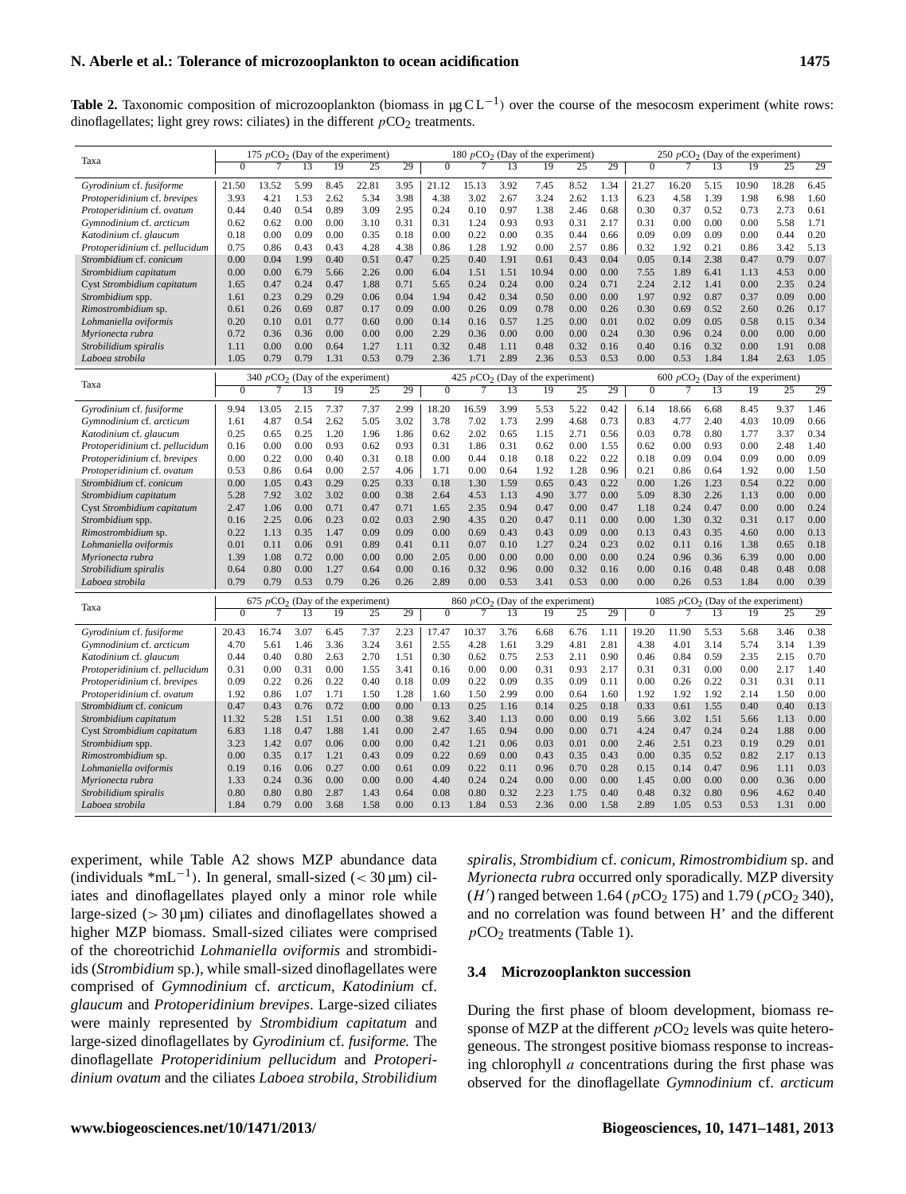**Table 2.** Taxonomic composition of microzooplankton (biomass in $\mu g\,C\,L^{-1}$) over the course of the mesocosm experiment (white rows: dinoflagellates; light grey rows: ciliates) in the different $pCO_2$ treatments.

| Taxa | 175 $pCO_2$ (Day of the experiment) | | | | | | 180 $pCO_2$ (Day of the experiment) | | | | | | 250 $pCO_2$ (Day of the experiment) | | | | | |
|---|---|---|---|---|---|---|---|---|---|---|---|---|---|---|---|---|---|---|
| | 0 | 7 | 13 | 19 | 25 | 29 | 0 | 7 | 13 | 19 | 25 | 29 | 0 | 7 | 13 | 19 | 25 | 29 |
| *Gyrodinium* cf. *fusiforme* | 21.50 | 13.52 | 5.99 | 8.45 | 22.81 | 3.95 | 21.12 | 15.13 | 3.92 | 7.45 | 8.52 | 1.34 | 21.27 | 16.20 | 5.15 | 10.90 | 18.28 | 6.45 |
| *Protoperidinium* cf. *brevipes* | 3.93 | 4.21 | 1.53 | 2.62 | 5.34 | 3.98 | 4.38 | 3.02 | 2.67 | 3.24 | 2.62 | 1.13 | 6.23 | 4.58 | 1.39 | 1.98 | 6.98 | 1.60 |
| *Protoperidinium* cf. *ovatum* | 0.44 | 0.40 | 0.54 | 0.89 | 3.09 | 2.95 | 0.24 | 0.10 | 0.97 | 1.38 | 2.46 | 0.68 | 0.30 | 0.37 | 0.52 | 0.73 | 2.73 | 0.61 |
| *Gymnodinium* cf. *arcticum* | 0.62 | 0.62 | 0.00 | 0.00 | 3.10 | 0.31 | 0.31 | 1.24 | 0.93 | 0.93 | 0.31 | 2.17 | 0.31 | 0.00 | 0.00 | 0.00 | 5.58 | 1.71 |
| *Katodinium* cf. *glaucum* | 0.18 | 0.00 | 0.09 | 0.00 | 0.35 | 0.18 | 0.00 | 0.22 | 0.00 | 0.35 | 0.44 | 0.66 | 0.09 | 0.09 | 0.09 | 0.00 | 0.44 | 0.20 |
| *Protoperidinium* cf. *pellucidum* | 0.75 | 0.86 | 0.43 | 0.43 | 4.28 | 4.38 | 0.86 | 1.28 | 1.92 | 0.00 | 2.57 | 0.86 | 0.32 | 1.92 | 0.21 | 0.86 | 3.42 | 5.13 |
| *Strombidium* cf. *conicum* | 0.00 | 0.04 | 1.99 | 0.40 | 0.51 | 0.47 | 0.25 | 0.40 | 1.91 | 0.61 | 0.43 | 0.04 | 0.05 | 0.14 | 2.38 | 0.47 | 0.79 | 0.07 |
| *Strombidium capitatum* | 0.00 | 0.00 | 6.79 | 5.66 | 2.26 | 0.00 | 6.04 | 1.51 | 1.51 | 10.94 | 0.00 | 0.00 | 7.55 | 1.89 | 6.41 | 1.13 | 4.53 | 0.00 |
| Cyst *Strombidium capitatum* | 1.65 | 0.47 | 0.24 | 0.47 | 1.88 | 0.71 | 5.65 | 0.24 | 0.24 | 0.00 | 0.24 | 0.71 | 2.24 | 2.12 | 1.41 | 0.00 | 2.35 | 0.24 |
| *Strombidium* spp. | 1.61 | 0.23 | 0.29 | 0.29 | 0.06 | 0.04 | 1.94 | 0.42 | 0.34 | 0.50 | 0.00 | 0.00 | 1.97 | 0.92 | 0.87 | 0.37 | 0.09 | 0.00 |
| *Rimostrombidium* sp. | 0.61 | 0.26 | 0.69 | 0.87 | 0.17 | 0.09 | 0.00 | 0.26 | 0.09 | 0.78 | 0.00 | 0.26 | 0.30 | 0.69 | 0.52 | 2.60 | 0.26 | 0.17 |
| *Lohmaniella oviformis* | 0.20 | 0.10 | 0.01 | 0.77 | 0.60 | 0.00 | 0.14 | 0.16 | 0.57 | 1.25 | 0.00 | 0.01 | 0.02 | 0.09 | 0.05 | 0.58 | 0.15 | 0.34 |
| *Myrionecta rubra* | 0.72 | 0.36 | 0.36 | 0.00 | 0.00 | 0.00 | 2.29 | 0.36 | 0.00 | 0.00 | 0.00 | 0.24 | 0.30 | 0.96 | 0.24 | 0.00 | 0.00 | 0.00 |
| *Strobilidium spiralis* | 1.11 | 0.00 | 0.00 | 0.64 | 1.27 | 1.11 | 0.32 | 0.48 | 1.11 | 0.48 | 0.32 | 0.16 | 0.40 | 0.16 | 0.32 | 0.00 | 1.91 | 0.08 |
| *Laboea strobila* | 1.05 | 0.79 | 0.79 | 1.31 | 0.53 | 0.79 | 2.36 | 1.71 | 2.89 | 2.36 | 0.53 | 0.53 | 0.00 | 0.53 | 1.84 | 1.84 | 2.63 | 1.05 |

| Taxa | 340 $pCO_2$ (Day of the experiment) | | | | | | 425 $pCO_2$ (Day of the experiment) | | | | | | 600 $pCO_2$ (Day of the experiment) | | | | | |
|---|---|---|---|---|---|---|---|---|---|---|---|---|---|---|---|---|---|---|
| | 0 | 7 | 13 | 19 | 25 | 29 | 0 | 7 | 13 | 19 | 25 | 29 | 0 | 7 | 13 | 19 | 25 | 29 |
| *Gyrodinium* cf. *fusiforme* | 9.94 | 13.05 | 2.15 | 7.37 | 7.37 | 2.99 | 18.20 | 16.59 | 3.99 | 5.53 | 5.22 | 0.42 | 6.14 | 18.66 | 6.68 | 8.45 | 9.37 | 1.46 |
| *Gymnodinium* cf. *arcticum* | 1.61 | 4.87 | 0.54 | 2.62 | 5.05 | 3.02 | 3.78 | 7.02 | 1.73 | 2.99 | 4.68 | 0.73 | 0.83 | 4.77 | 2.40 | 4.03 | 10.09 | 0.66 |
| *Katodinium* cf. *glaucum* | 0.25 | 0.65 | 0.25 | 1.20 | 1.96 | 1.86 | 0.62 | 2.02 | 0.65 | 1.15 | 2.71 | 0.56 | 0.03 | 0.78 | 0.80 | 1.77 | 3.37 | 0.34 |
| *Protoperidinium* cf. *pellucidum* | 0.16 | 0.00 | 0.00 | 0.93 | 0.62 | 0.93 | 0.31 | 1.86 | 0.31 | 0.62 | 0.00 | 1.55 | 0.62 | 0.00 | 0.93 | 0.00 | 2.48 | 1.40 |
| *Protoperidinium* cf. *brevipes* | 0.00 | 0.22 | 0.00 | 0.40 | 0.31 | 0.18 | 0.00 | 0.44 | 0.18 | 0.18 | 0.22 | 0.22 | 0.18 | 0.09 | 0.04 | 0.09 | 0.00 | 0.09 |
| *Protoperidinium* cf. *ovatum* | 0.53 | 0.86 | 0.64 | 0.00 | 2.57 | 4.06 | 1.71 | 0.00 | 0.64 | 1.92 | 1.28 | 0.96 | 0.21 | 0.86 | 0.64 | 1.92 | 0.00 | 1.50 |
| *Strombidium* cf. *conicum* | 0.00 | 1.05 | 0.43 | 0.29 | 0.25 | 0.33 | 0.18 | 1.30 | 1.59 | 0.65 | 0.43 | 0.22 | 0.00 | 1.26 | 1.23 | 0.54 | 0.22 | 0.00 |
| *Strombidium capitatum* | 5.28 | 7.92 | 3.02 | 3.02 | 0.00 | 0.38 | 2.64 | 4.53 | 1.13 | 4.90 | 3.77 | 0.00 | 5.09 | 8.30 | 2.26 | 1.13 | 0.00 | 0.00 |
| Cyst *Strombidium capitatum* | 2.47 | 1.06 | 0.00 | 0.71 | 0.47 | 0.71 | 1.65 | 2.35 | 0.94 | 0.47 | 0.00 | 0.47 | 1.18 | 0.24 | 0.47 | 0.00 | 0.00 | 0.24 |
| *Strombidium* spp. | 0.16 | 2.25 | 0.06 | 0.23 | 0.02 | 0.03 | 2.90 | 4.35 | 0.20 | 0.47 | 0.11 | 0.00 | 0.00 | 1.30 | 0.32 | 0.31 | 0.17 | 0.00 |
| *Rimostrombidium* sp. | 0.22 | 1.13 | 0.35 | 1.47 | 0.09 | 0.09 | 0.00 | 0.69 | 0.43 | 0.43 | 0.09 | 0.00 | 0.13 | 0.43 | 0.35 | 4.60 | 0.00 | 0.13 |
| *Lohmaniella oviformis* | 0.01 | 0.11 | 0.06 | 0.91 | 0.89 | 0.41 | 0.11 | 0.07 | 0.10 | 1.27 | 0.24 | 0.23 | 0.02 | 0.11 | 0.16 | 1.38 | 0.65 | 0.18 |
| *Myrionecta rubra* | 1.39 | 1.08 | 0.72 | 0.00 | 0.00 | 0.00 | 2.05 | 0.00 | 0.00 | 0.00 | 0.00 | 0.00 | 0.24 | 0.96 | 0.36 | 6.39 | 0.00 | 0.00 |
| *Strobilidium spiralis* | 0.64 | 0.80 | 0.00 | 1.27 | 0.64 | 0.00 | 0.16 | 0.32 | 0.96 | 0.00 | 0.32 | 0.16 | 0.00 | 0.16 | 0.48 | 0.48 | 0.48 | 0.08 |
| *Laboea strobila* | 0.79 | 0.79 | 0.53 | 0.79 | 0.26 | 0.26 | 2.89 | 0.00 | 0.53 | 3.41 | 0.53 | 0.00 | 0.00 | 0.26 | 0.53 | 1.84 | 0.00 | 0.39 |

| Taxa | 675 $pCO_2$ (Day of the experiment) | | | | | | 860 $pCO_2$ (Day of the experiment) | | | | | | 1085 $pCO_2$ (Day of the experiment) | | | | | |
|---|---|---|---|---|---|---|---|---|---|---|---|---|---|---|---|---|---|---|
| | 0 | 7 | 13 | 19 | 25 | 29 | 0 | 7 | 13 | 19 | 25 | 29 | 0 | 7 | 13 | 19 | 25 | 29 |
| *Gyrodinium* cf. *fusiforme* | 20.43 | 16.74 | 3.07 | 6.45 | 7.37 | 2.23 | 17.47 | 10.37 | 3.76 | 6.68 | 6.76 | 1.11 | 19.20 | 11.90 | 5.53 | 5.68 | 3.46 | 0.38 |
| *Gymnodinium* cf. *arcticum* | 4.70 | 5.61 | 1.46 | 3.36 | 3.24 | 3.61 | 2.55 | 4.28 | 1.61 | 3.29 | 4.81 | 2.81 | 4.38 | 4.01 | 3.14 | 5.74 | 3.14 | 1.39 |
| *Katodinium* cf. *glaucum* | 0.44 | 0.40 | 0.80 | 2.63 | 2.70 | 1.51 | 0.30 | 0.62 | 0.75 | 2.53 | 2.11 | 0.90 | 0.46 | 0.84 | 0.59 | 2.35 | 2.15 | 0.70 |
| *Protoperidinium* cf. *pellucidum* | 0.31 | 0.00 | 0.31 | 0.00 | 1.55 | 3.41 | 0.16 | 0.00 | 0.00 | 0.31 | 0.93 | 2.17 | 0.31 | 0.31 | 0.00 | 0.00 | 2.17 | 1.40 |
| *Protoperidinium* cf. *brevipes* | 0.09 | 0.22 | 0.26 | 0.22 | 0.40 | 0.18 | 0.09 | 0.22 | 0.09 | 0.35 | 0.09 | 0.11 | 0.00 | 0.26 | 0.22 | 0.31 | 0.31 | 0.11 |
| *Protoperidinium* cf. *ovatum* | 1.92 | 0.86 | 1.07 | 1.71 | 1.50 | 1.28 | 1.60 | 1.50 | 2.99 | 0.00 | 0.64 | 1.60 | 1.92 | 1.92 | 1.92 | 2.14 | 1.50 | 0.00 |
| *Strombidium* cf. *conicum* | 0.47 | 0.43 | 0.76 | 0.72 | 0.00 | 0.00 | 0.13 | 0.25 | 1.16 | 0.14 | 0.25 | 0.18 | 0.33 | 0.61 | 1.55 | 0.40 | 0.40 | 0.13 |
| *Strombidium capitatum* | 11.32 | 5.28 | 1.51 | 1.51 | 0.00 | 0.38 | 9.62 | 3.40 | 1.13 | 0.00 | 0.00 | 0.19 | 5.66 | 3.02 | 1.51 | 5.66 | 1.13 | 0.00 |
| Cyst *Strombidium capitatum* | 6.83 | 1.18 | 0.47 | 1.88 | 1.41 | 0.00 | 2.47 | 1.65 | 0.94 | 0.00 | 0.00 | 0.71 | 4.24 | 0.47 | 0.24 | 0.24 | 1.88 | 0.00 |
| *Strombidium* spp. | 3.23 | 1.42 | 0.07 | 0.06 | 0.00 | 0.00 | 0.42 | 1.21 | 0.06 | 0.03 | 0.01 | 0.00 | 2.46 | 2.51 | 0.23 | 0.19 | 0.29 | 0.01 |
| *Rimostrombidium* sp. | 0.00 | 0.35 | 0.17 | 1.21 | 0.43 | 0.09 | 0.22 | 0.69 | 0.00 | 0.43 | 0.35 | 0.43 | 0.00 | 0.35 | 0.52 | 0.82 | 2.17 | 0.13 |
| *Lohmaniella oviformis* | 0.19 | 0.16 | 0.06 | 0.27 | 0.00 | 0.61 | 0.09 | 0.22 | 0.11 | 0.96 | 0.70 | 0.28 | 0.15 | 0.14 | 0.47 | 0.96 | 1.11 | 0.03 |
| *Myrionecta rubra* | 1.33 | 0.24 | 0.36 | 0.00 | 0.00 | 0.00 | 4.40 | 0.24 | 0.24 | 0.00 | 0.00 | 0.00 | 1.45 | 0.00 | 0.00 | 0.00 | 0.36 | 0.00 |
| *Strobilidium spiralis* | 0.80 | 0.80 | 0.80 | 2.87 | 1.43 | 0.64 | 0.08 | 0.80 | 0.32 | 2.23 | 1.75 | 0.40 | 0.48 | 0.32 | 0.80 | 0.96 | 4.62 | 0.40 |
| *Laboea strobila* | 1.84 | 0.79 | 0.00 | 3.68 | 1.58 | 0.00 | 0.13 | 1.84 | 0.53 | 2.36 | 0.00 | 1.58 | 2.89 | 1.05 | 0.53 | 0.53 | 1.31 | 0.00 |

experiment, while Table A2 shows MZP abundance data (individuals $*mL^{-1}$). In general, small-sized ($< 30\,\mu m$) ciliates and dinoflagellates played only a minor role while large-sized ($> 30\,\mu m$) ciliates and dinoflagellates showed a higher MZP biomass. Small-sized ciliates were comprised of the choreotrichid *Lohmaniella oviformis* and strombidiids (*Strombidium* sp.), while small-sized dinoflagellates were comprised of *Gymnodinium* cf. *arcticum*, *Katodinium* cf. *glaucum* and *Protoperidinium brevipes*. Large-sized ciliates were mainly represented by *Strombidium capitatum* and large-sized dinoflagellates by *Gyrodinium* cf. *fusiforme.* The dinoflagellate *Protoperidinium pellucidum* and *Protoperidinium ovatum* and the ciliates *Laboea strobila*, *Strobilidium spiralis*, *Strombidium* cf. *conicum*, *Rimostrombidium* sp. and *Myrionecta rubra* occurred only sporadically. MZP diversity ($H'$) ranged between 1.64 ($pCO_2$ 175) and 1.79 ($pCO_2$ 340), and no correlation was found between H' and the different $pCO_2$ treatments (Table 1).

### 3.4 Microzooplankton succession

During the first phase of bloom development, biomass response of MZP at the different $pCO_2$ levels was quite heterogeneous. The strongest positive biomass response to increasing chlorophyll *a* concentrations during the first phase was observed for the dinoflagellate *Gymnodinium* cf. *arcticum*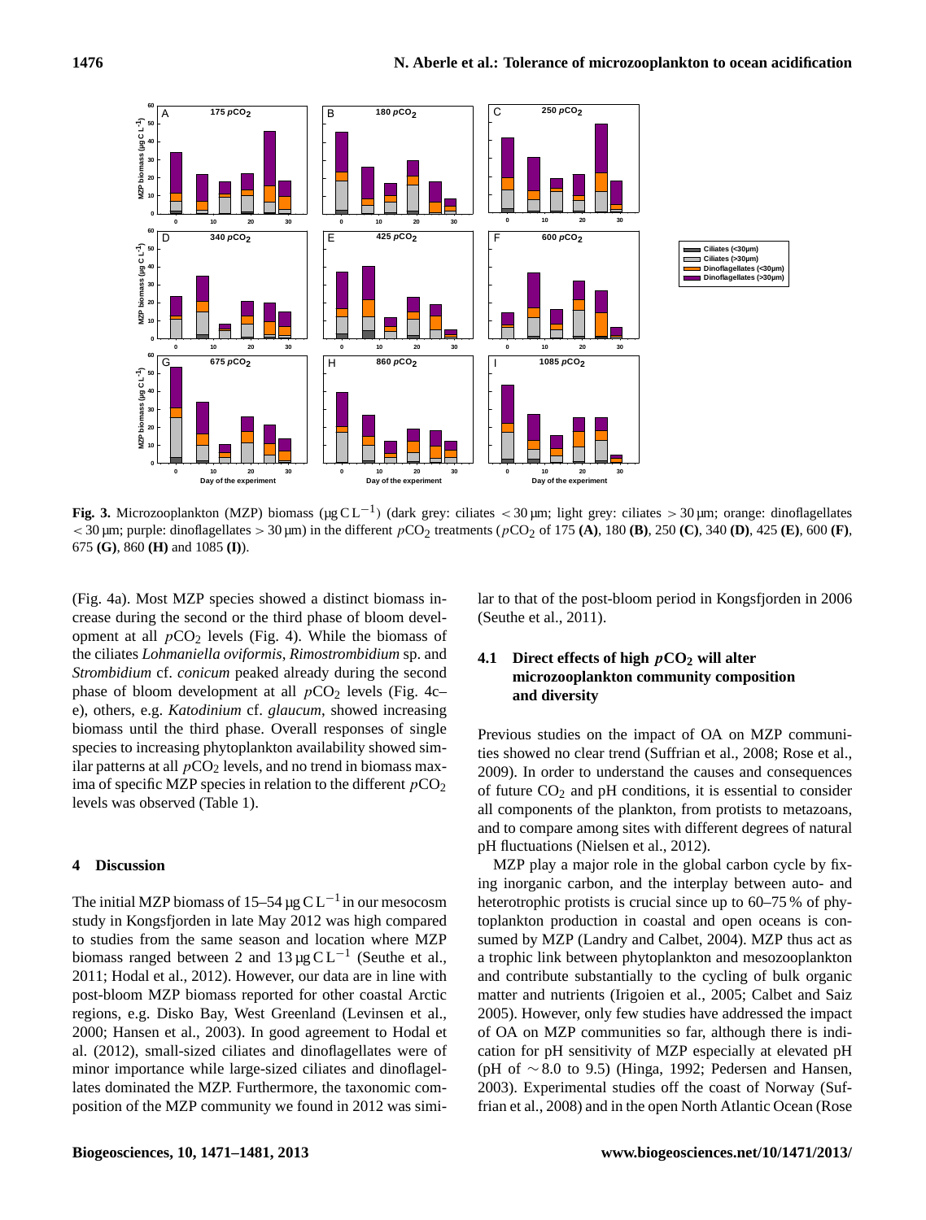**Fig. 3.** Microzooplankton (MZP) biomass (µg C L$^{-1}$) (dark grey: ciliates < 30 µm; light grey: ciliates > 30 µm; orange: dinoflagellates < 30 µm; purple: dinoflagellates > 30 µm) in the different $pCO_2$ treatments ($pCO_2$ of 175 **(A)**, 180 **(B)**, 250 **(C)**, 340 **(D)**, 425 **(E)**, 600 **(F)**, 675 **(G)**, 860 **(H)** and 1085 **(I)**).

(Fig. 4a). Most MZP species showed a distinct biomass increase during the second or the third phase of bloom development at all $pCO_2$ levels (Fig. 4). While the biomass of the ciliates *Lohmaniella oviformis*, *Rimostrombidium* sp. and *Strombidium* cf. *conicum* peaked already during the second phase of bloom development at all $pCO_2$ levels (Fig. 4c–e), others, e.g. *Katodinium* cf. *glaucum*, showed increasing biomass until the third phase. Overall responses of single species to increasing phytoplankton availability showed similar patterns at all $pCO_2$ levels, and no trend in biomass maxima of specific MZP species in relation to the different $pCO_2$ levels was observed (Table 1).

## 4 Discussion

The initial MZP biomass of 15–54 µg C L$^{-1}$ in our mesocosm study in Kongsfjorden in late May 2012 was high compared to studies from the same season and location where MZP biomass ranged between 2 and 13 µg C L$^{-1}$ (Seuthe et al., 2011; Hodal et al., 2012). However, our data are in line with post-bloom MZP biomass reported for other coastal Arctic regions, e.g. Disko Bay, West Greenland (Levinsen et al., 2000; Hansen et al., 2003). In good agreement to Hodal et al. (2012), small-sized ciliates and dinoflagellates were of minor importance while large-sized ciliates and dinoflagellates dominated the MZP. Furthermore, the taxonomic composition of the MZP community we found in 2012 was similar to that of the post-bloom period in Kongsfjorden in 2006 (Seuthe et al., 2011).

### 4.1 Direct effects of high $pCO_2$ will alter microzooplankton community composition and diversity

Previous studies on the impact of OA on MZP communities showed no clear trend (Suffrian et al., 2008; Rose et al., 2009). In order to understand the causes and consequences of future $CO_2$ and pH conditions, it is essential to consider all components of the plankton, from protists to metazoans, and to compare among sites with different degrees of natural pH fluctuations (Nielsen et al., 2012).

MZP play a major role in the global carbon cycle by fixing inorganic carbon, and the interplay between auto- and heterotrophic protists is crucial since up to 60–75 % of phytoplankton production in coastal and open oceans is consumed by MZP (Landry and Calbet, 2004). MZP thus act as a trophic link between phytoplankton and mesozooplankton and contribute substantially to the cycling of bulk organic matter and nutrients (Irigoien et al., 2005; Calbet and Saiz 2005). However, only few studies have addressed the impact of OA on MZP communities so far, although there is indication for pH sensitivity of MZP especially at elevated pH (pH of ∼ 8.0 to 9.5) (Hinga, 1992; Pedersen and Hansen, 2003). Experimental studies off the coast of Norway (Suffrian et al., 2008) and in the open North Atlantic Ocean (Rose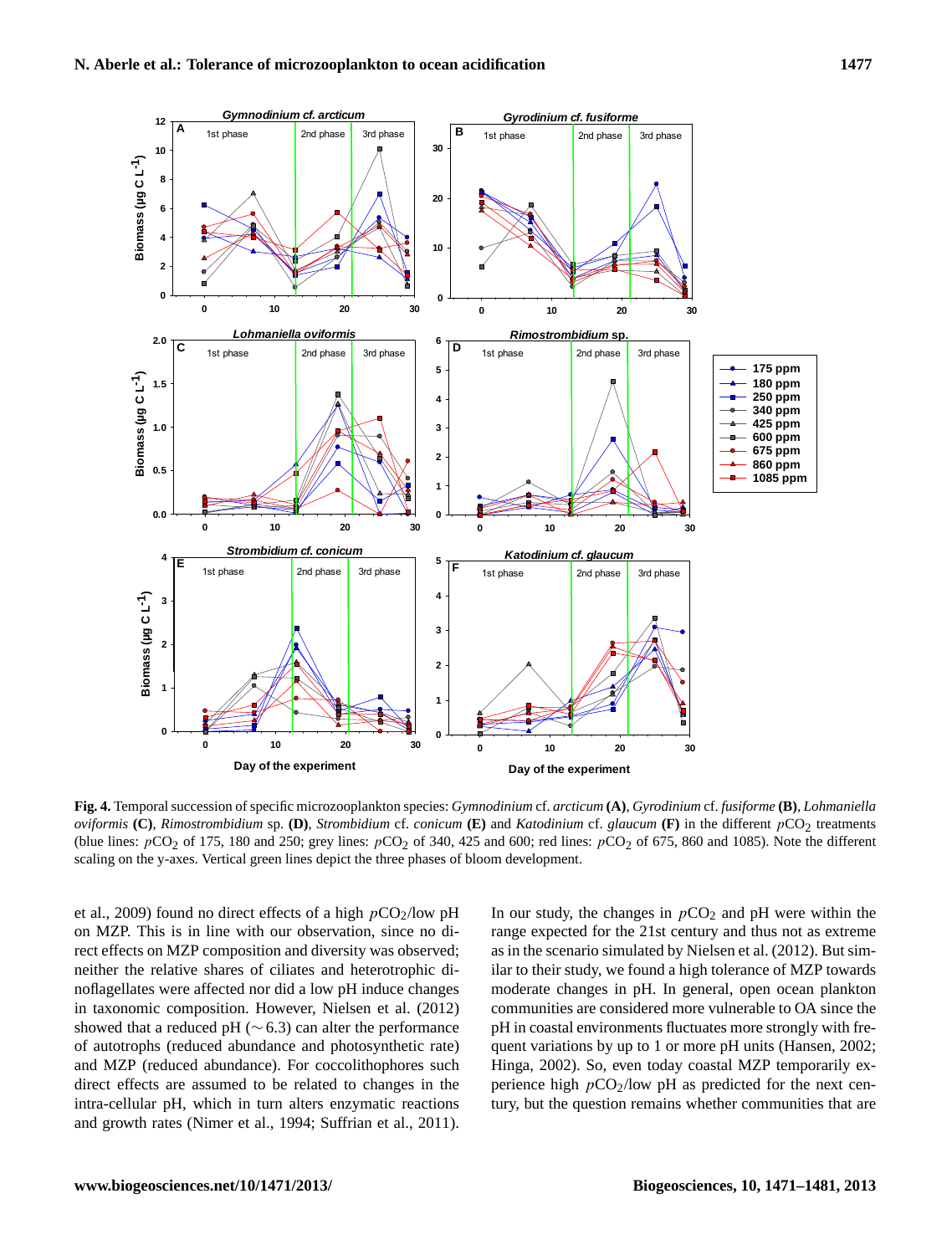**Fig. 4.** Temporal succession of specific microzooplankton species: *Gymnodinium* cf. *arcticum* **(A)**, *Gyrodinium* cf. *fusiforme* **(B)**, *Lohmaniella oviformis* **(C)**, *Rimostrombidium* sp. **(D)**, *Strombidium* cf. *conicum* **(E)** and *Katodinium* cf. *glaucum* **(F)** in the different $pCO_2$ treatments (blue lines: $pCO_2$ of 175, 180 and 250; grey lines: $pCO_2$ of 340, 425 and 600; red lines: $pCO_2$ of 675, 860 and 1085). Note the different scaling on the y-axes. Vertical green lines depict the three phases of bloom development.

et al., 2009) found no direct effects of a high $pCO_2$/low pH on MZP. This is in line with our observation, since no direct effects on MZP composition and diversity was observed; neither the relative shares of ciliates and heterotrophic dinoflagellates were affected nor did a low pH induce changes in taxonomic composition. However, Nielsen et al. (2012) showed that a reduced pH ($\sim 6.3$) can alter the performance of autotrophs (reduced abundance and photosynthetic rate) and MZP (reduced abundance). For coccolithophores such direct effects are assumed to be related to changes in the intra-cellular pH, which in turn alters enzymatic reactions and growth rates (Nimer et al., 1994; Suffrian et al., 2011).

In our study, the changes in $pCO_2$ and pH were within the range expected for the 21st century and thus not as extreme as in the scenario simulated by Nielsen et al. (2012). But similar to their study, we found a high tolerance of MZP towards moderate changes in pH. In general, open ocean plankton communities are considered more vulnerable to OA since the pH in coastal environments fluctuates more strongly with frequent variations by up to 1 or more pH units (Hansen, 2002; Hinga, 2002). So, even today coastal MZP temporarily experience high $pCO_2$/low pH as predicted for the next century, but the question remains whether communities that are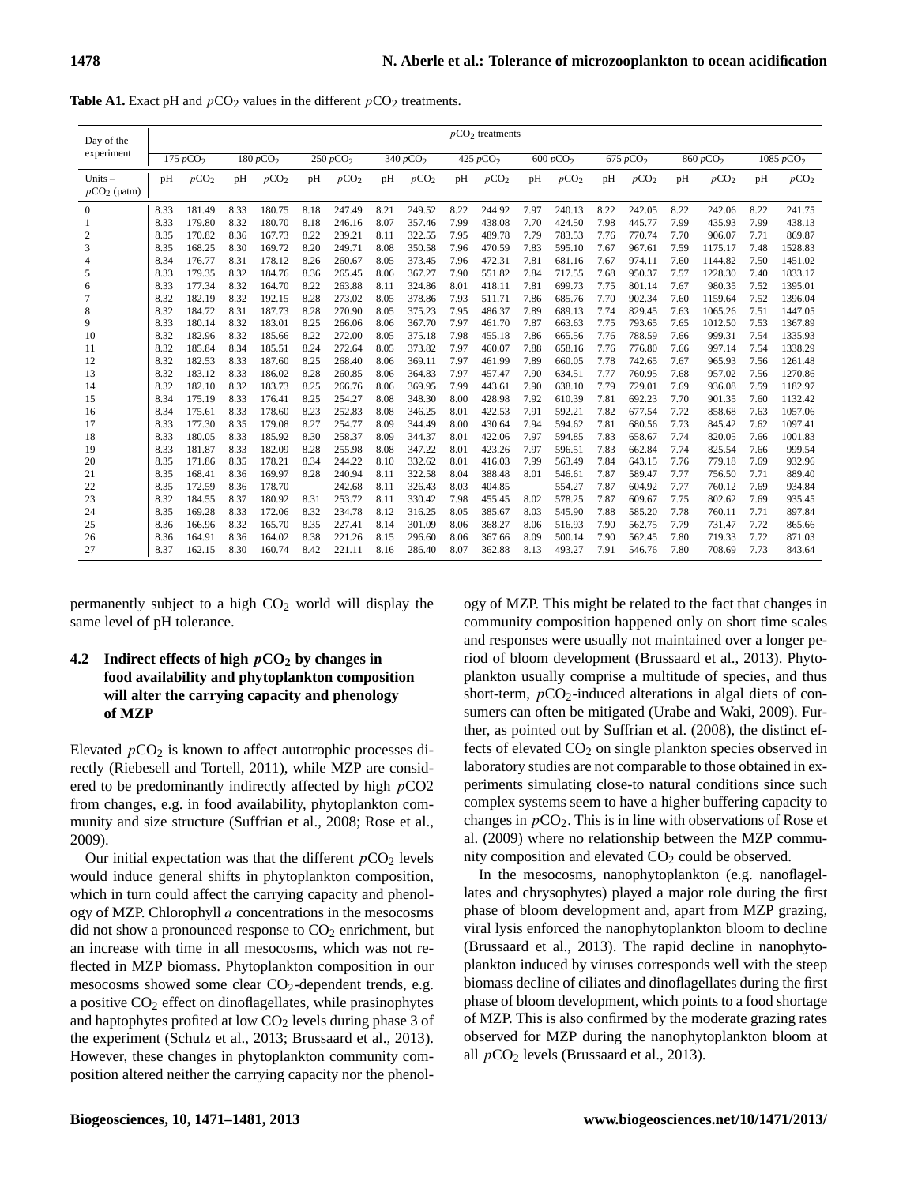**Table A1.** Exact pH and $pCO_2$ values in the different $pCO_2$ treatments.

| Day of the experiment | $pCO_2$ treatments | | | | | | | | | | | | | | | | | |
|---|---|---|---|---|---|---|---|---|---|---|---|---|---|---|---|---|---|---|
| | 175 $pCO_2$ | | 180 $pCO_2$ | | 250 $pCO_2$ | | 340 $pCO_2$ | | 425 $pCO_2$ | | 600 $pCO_2$ | | 675 $pCO_2$ | | 860 $pCO_2$ | | 1085 $pCO_2$ | |
| Units – $pCO_2$ (µatm) | pH | $pCO_2$ | pH | $pCO_2$ | pH | $pCO_2$ | pH | $pCO_2$ | pH | $pCO_2$ | pH | $pCO_2$ | pH | $pCO_2$ | pH | $pCO_2$ | pH | $pCO_2$ |
| 0 | 8.33 | 181.49 | 8.33 | 180.75 | 8.18 | 247.49 | 8.21 | 249.52 | 8.22 | 244.92 | 7.97 | 240.13 | 8.22 | 242.05 | 8.22 | 242.06 | 8.22 | 241.75 |
| 1 | 8.33 | 179.80 | 8.32 | 180.70 | 8.18 | 246.16 | 8.07 | 357.46 | 7.99 | 438.08 | 7.70 | 424.50 | 7.98 | 445.77 | 7.99 | 435.93 | 7.99 | 438.13 |
| 2 | 8.35 | 170.82 | 8.36 | 167.73 | 8.22 | 239.21 | 8.11 | 322.55 | 7.95 | 489.78 | 7.79 | 783.53 | 7.76 | 770.74 | 7.70 | 906.07 | 7.71 | 869.87 |
| 3 | 8.35 | 168.25 | 8.30 | 169.72 | 8.20 | 249.71 | 8.08 | 350.58 | 7.96 | 470.59 | 7.83 | 595.10 | 7.67 | 967.61 | 7.59 | 1175.17 | 7.48 | 1528.83 |
| 4 | 8.34 | 176.77 | 8.31 | 178.12 | 8.26 | 260.67 | 8.05 | 373.45 | 7.96 | 472.31 | 7.81 | 681.16 | 7.67 | 974.11 | 7.60 | 1144.82 | 7.50 | 1451.02 |
| 5 | 8.33 | 179.35 | 8.32 | 184.76 | 8.36 | 265.45 | 8.06 | 367.27 | 7.90 | 551.82 | 7.84 | 717.55 | 7.68 | 950.37 | 7.57 | 1228.30 | 7.40 | 1833.17 |
| 6 | 8.33 | 177.34 | 8.32 | 164.70 | 8.22 | 263.88 | 8.11 | 324.86 | 8.01 | 418.11 | 7.81 | 699.73 | 7.75 | 801.14 | 7.67 | 980.35 | 7.52 | 1395.01 |
| 7 | 8.32 | 182.19 | 8.32 | 192.15 | 8.28 | 273.02 | 8.05 | 378.86 | 7.93 | 511.71 | 7.86 | 685.76 | 7.70 | 902.34 | 7.60 | 1159.64 | 7.52 | 1396.04 |
| 8 | 8.32 | 184.72 | 8.31 | 187.73 | 8.28 | 270.90 | 8.05 | 375.23 | 7.95 | 486.37 | 7.89 | 689.13 | 7.74 | 829.45 | 7.63 | 1065.26 | 7.51 | 1447.05 |
| 9 | 8.33 | 180.14 | 8.32 | 183.01 | 8.25 | 266.06 | 8.06 | 367.70 | 7.97 | 461.70 | 7.87 | 663.63 | 7.75 | 793.65 | 7.65 | 1012.50 | 7.53 | 1367.89 |
| 10 | 8.32 | 182.96 | 8.32 | 185.66 | 8.22 | 272.00 | 8.05 | 375.18 | 7.98 | 455.18 | 7.86 | 665.56 | 7.76 | 788.59 | 7.66 | 999.31 | 7.54 | 1335.93 |
| 11 | 8.32 | 185.84 | 8.34 | 185.51 | 8.24 | 272.64 | 8.05 | 373.82 | 7.97 | 460.07 | 7.88 | 658.16 | 7.76 | 776.80 | 7.66 | 997.14 | 7.54 | 1338.29 |
| 12 | 8.32 | 182.53 | 8.33 | 187.60 | 8.25 | 268.40 | 8.06 | 369.11 | 7.97 | 461.99 | 7.89 | 660.05 | 7.78 | 742.65 | 7.67 | 965.93 | 7.56 | 1261.48 |
| 13 | 8.32 | 183.12 | 8.33 | 186.02 | 8.28 | 260.85 | 8.06 | 364.83 | 7.97 | 457.47 | 7.90 | 634.51 | 7.77 | 760.95 | 7.68 | 957.02 | 7.56 | 1270.86 |
| 14 | 8.32 | 182.10 | 8.32 | 183.73 | 8.25 | 266.76 | 8.06 | 369.95 | 7.99 | 443.61 | 7.90 | 638.10 | 7.79 | 729.01 | 7.69 | 936.08 | 7.59 | 1182.97 |
| 15 | 8.34 | 175.19 | 8.33 | 176.41 | 8.25 | 254.27 | 8.08 | 348.30 | 8.00 | 428.98 | 7.92 | 610.39 | 7.81 | 692.23 | 7.70 | 901.35 | 7.60 | 1132.42 |
| 16 | 8.34 | 175.61 | 8.33 | 178.60 | 8.23 | 252.83 | 8.08 | 346.25 | 8.01 | 422.53 | 7.91 | 592.21 | 7.82 | 677.54 | 7.72 | 858.68 | 7.63 | 1057.06 |
| 17 | 8.33 | 177.30 | 8.35 | 179.08 | 8.27 | 254.77 | 8.09 | 344.49 | 8.00 | 430.64 | 7.94 | 594.62 | 7.81 | 680.56 | 7.73 | 845.42 | 7.62 | 1097.41 |
| 18 | 8.33 | 180.05 | 8.33 | 185.92 | 8.30 | 258.37 | 8.09 | 344.37 | 8.01 | 422.06 | 7.97 | 594.85 | 7.83 | 658.67 | 7.74 | 820.05 | 7.66 | 1001.83 |
| 19 | 8.33 | 181.87 | 8.33 | 182.09 | 8.28 | 255.98 | 8.08 | 347.22 | 8.01 | 423.26 | 7.97 | 596.51 | 7.83 | 662.84 | 7.74 | 825.54 | 7.66 | 999.54 |
| 20 | 8.35 | 171.86 | 8.35 | 178.21 | 8.34 | 244.22 | 8.10 | 332.62 | 8.01 | 416.03 | 7.99 | 563.49 | 7.84 | 643.15 | 7.76 | 779.18 | 7.69 | 932.96 |
| 21 | 8.35 | 168.41 | 8.36 | 169.97 | 8.28 | 240.94 | 8.11 | 322.58 | 8.04 | 388.48 | 8.01 | 546.61 | 7.87 | 589.47 | 7.77 | 756.50 | 7.71 | 889.40 |
| 22 | 8.35 | 172.59 | 8.36 | 178.70 | | 242.68 | 8.11 | 326.43 | 8.03 | 404.85 | | 554.27 | 7.87 | 604.92 | 7.77 | 760.12 | 7.69 | 934.84 |
| 23 | 8.32 | 184.55 | 8.37 | 180.92 | 8.31 | 253.72 | 8.11 | 330.42 | 7.98 | 455.45 | 8.02 | 578.25 | 7.87 | 609.67 | 7.75 | 802.62 | 7.69 | 935.45 |
| 24 | 8.35 | 169.28 | 8.33 | 172.06 | 8.32 | 234.78 | 8.12 | 316.25 | 8.05 | 385.67 | 8.03 | 545.90 | 7.88 | 585.20 | 7.78 | 760.11 | 7.71 | 897.84 |
| 25 | 8.36 | 166.96 | 8.32 | 165.70 | 8.35 | 227.41 | 8.14 | 301.09 | 8.06 | 368.27 | 8.06 | 516.93 | 7.90 | 562.75 | 7.79 | 731.47 | 7.72 | 865.66 |
| 26 | 8.36 | 164.91 | 8.36 | 164.02 | 8.38 | 221.26 | 8.15 | 296.60 | 8.06 | 367.66 | 8.09 | 500.14 | 7.90 | 562.45 | 7.80 | 719.33 | 7.72 | 871.03 |
| 27 | 8.37 | 162.15 | 8.30 | 160.74 | 8.42 | 221.11 | 8.16 | 286.40 | 8.07 | 362.88 | 8.13 | 493.27 | 7.91 | 546.76 | 7.80 | 708.69 | 7.73 | 843.64 |

permanently subject to a high $CO_2$ world will display the same level of pH tolerance.

### 4.2 Indirect effects of high $pCO_2$ by changes in food availability and phytoplankton composition will alter the carrying capacity and phenology of MZP

Elevated $pCO_2$ is known to affect autotrophic processes directly (Riebesell and Tortell, 2011), while MZP are considered to be predominantly indirectly affected by high $pCO2$ from changes, e.g. in food availability, phytoplankton community and size structure (Suffrian et al., 2008; Rose et al., 2009).

Our initial expectation was that the different $pCO_2$ levels would induce general shifts in phytoplankton composition, which in turn could affect the carrying capacity and phenology of MZP. Chlorophyll *a* concentrations in the mesocosms did not show a pronounced response to $CO_2$ enrichment, but an increase with time in all mesocosms, which was not reflected in MZP biomass. Phytoplankton composition in our mesocosms showed some clear $CO_2$-dependent trends, e.g. a positive $CO_2$ effect on dinoflagellates, while prasinophytes and haptophytes profited at low $CO_2$ levels during phase 3 of the experiment (Schulz et al., 2013; Brussaard et al., 2013). However, these changes in phytoplankton community composition altered neither the carrying capacity nor the phenology of MZP. This might be related to the fact that changes in community composition happened only on short time scales and responses were usually not maintained over a longer period of bloom development (Brussaard et al., 2013). Phytoplankton usually comprise a multitude of species, and thus short-term, $pCO_2$-induced alterations in algal diets of consumers can often be mitigated (Urabe and Waki, 2009). Further, as pointed out by Suffrian et al. (2008), the distinct effects of elevated $CO_2$ on single plankton species observed in laboratory studies are not comparable to those obtained in experiments simulating close-to natural conditions since such complex systems seem to have a higher buffering capacity to changes in $pCO_2$. This is in line with observations of Rose et al. (2009) where no relationship between the MZP community composition and elevated $CO_2$ could be observed.

In the mesocosms, nanophytoplankton (e.g. nanoflagellates and chrysophytes) played a major role during the first phase of bloom development and, apart from MZP grazing, viral lysis enforced the nanophytoplankton bloom to decline (Brussaard et al., 2013). The rapid decline in nanophytoplankton induced by viruses corresponds well with the steep biomass decline of ciliates and dinoflagellates during the first phase of bloom development, which points to a food shortage of MZP. This is also confirmed by the moderate grazing rates observed for MZP during the nanophytoplankton bloom at all $pCO_2$ levels (Brussaard et al., 2013).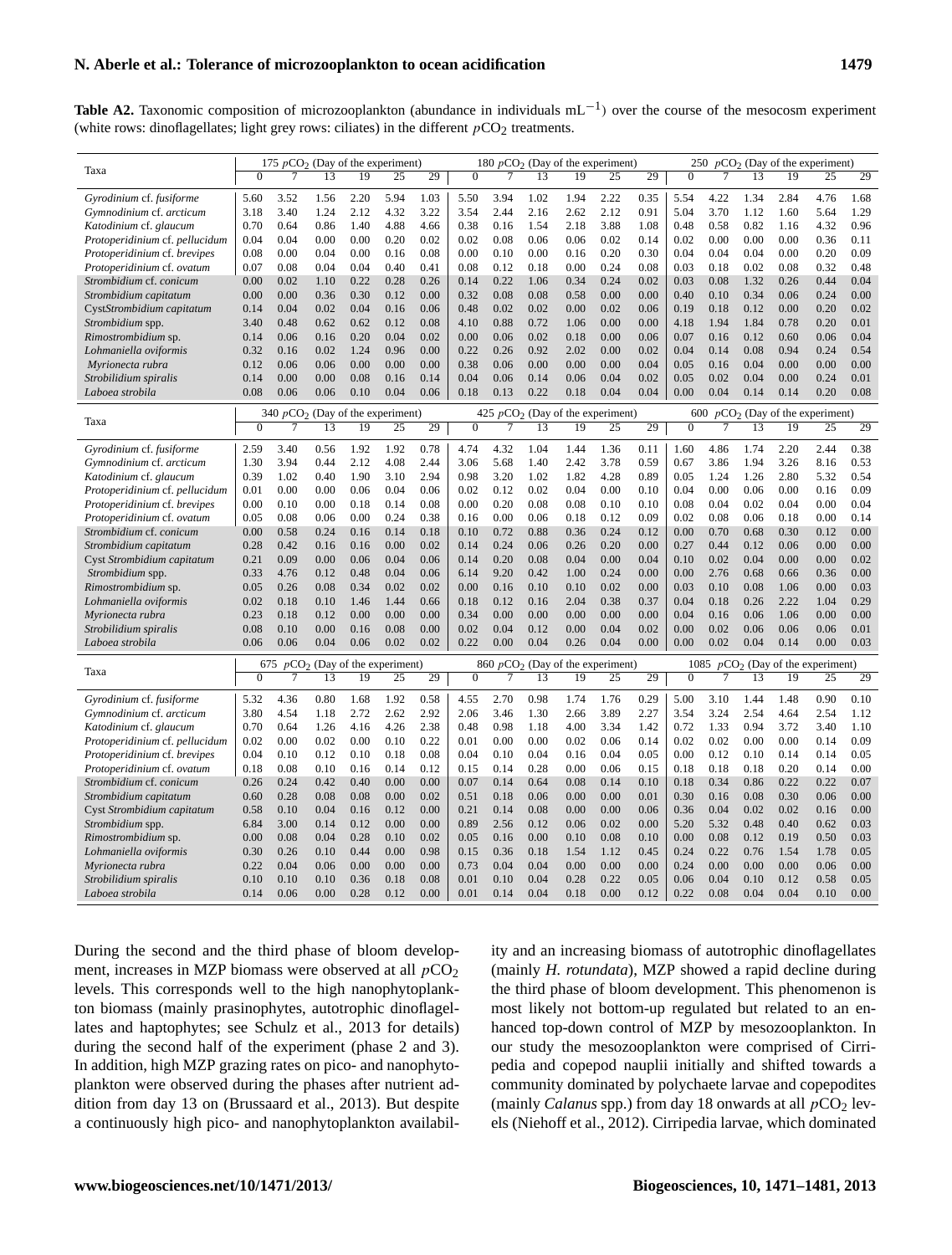**Table A2.** Taxonomic composition of microzooplankton (abundance in individuals $mL^{-1}$) over the course of the mesocosm experiment (white rows: dinoflagellates; light grey rows: ciliates) in the different $pCO_2$ treatments.

| Taxa | 175 $pCO_2$ (Day of the experiment) | | | | | | 180 $pCO_2$ (Day of the experiment) | | | | | | 250 $pCO_2$ (Day of the experiment) | | | | | |
|---|---|---|---|---|---|---|---|---|---|---|---|---|---|---|---|---|---|---|
| | 0 | 7 | 13 | 19 | 25 | 29 | 0 | 7 | 13 | 19 | 25 | 29 | 0 | 7 | 13 | 19 | 25 | 29 |
| *Gyrodinium* cf. *fusiforme* | 5.60 | 3.52 | 1.56 | 2.20 | 5.94 | 1.03 | 5.50 | 3.94 | 1.02 | 1.94 | 2.22 | 0.35 | 5.54 | 4.22 | 1.34 | 2.84 | 4.76 | 1.68 |
| *Gymnodinium* cf. *arcticum* | 3.18 | 3.40 | 1.24 | 2.12 | 4.32 | 3.22 | 3.54 | 2.44 | 2.16 | 2.62 | 2.12 | 0.91 | 5.04 | 3.70 | 1.12 | 1.60 | 5.64 | 1.29 |
| *Katodinium* cf. *glaucum* | 0.70 | 0.64 | 0.86 | 1.40 | 4.88 | 4.66 | 0.38 | 0.16 | 1.54 | 2.18 | 3.88 | 1.08 | 0.48 | 0.58 | 0.82 | 1.16 | 4.32 | 0.96 |
| *Protoperidinium* cf. *pellucidum* | 0.04 | 0.04 | 0.00 | 0.00 | 0.20 | 0.02 | 0.02 | 0.08 | 0.06 | 0.06 | 0.02 | 0.14 | 0.02 | 0.00 | 0.00 | 0.00 | 0.36 | 0.11 |
| *Protoperidinium* cf. *brevipes* | 0.08 | 0.00 | 0.04 | 0.00 | 0.16 | 0.08 | 0.00 | 0.10 | 0.00 | 0.16 | 0.20 | 0.30 | 0.04 | 0.04 | 0.04 | 0.00 | 0.20 | 0.09 |
| *Protoperidinium* cf. *ovatum* | 0.07 | 0.08 | 0.04 | 0.04 | 0.40 | 0.41 | 0.08 | 0.12 | 0.18 | 0.00 | 0.24 | 0.08 | 0.03 | 0.18 | 0.02 | 0.08 | 0.32 | 0.48 |
| *Strombidium* cf. *conicum* | 0.00 | 0.02 | 1.10 | 0.22 | 0.28 | 0.26 | 0.14 | 0.22 | 1.06 | 0.34 | 0.24 | 0.02 | 0.03 | 0.08 | 1.32 | 0.26 | 0.44 | 0.04 |
| *Strombidium capitatum* | 0.00 | 0.00 | 0.36 | 0.30 | 0.12 | 0.00 | 0.32 | 0.08 | 0.08 | 0.58 | 0.00 | 0.00 | 0.40 | 0.10 | 0.34 | 0.06 | 0.24 | 0.00 |
| Cyst*Strombidium capitatum* | 0.14 | 0.04 | 0.02 | 0.04 | 0.16 | 0.06 | 0.48 | 0.02 | 0.02 | 0.00 | 0.02 | 0.06 | 0.19 | 0.18 | 0.12 | 0.00 | 0.20 | 0.02 |
| *Strombidium* spp. | 3.40 | 0.48 | 0.62 | 0.62 | 0.12 | 0.08 | 4.10 | 0.88 | 0.72 | 1.06 | 0.00 | 0.00 | 4.18 | 1.94 | 1.84 | 0.78 | 0.20 | 0.01 |
| *Rimostrombidium* sp. | 0.14 | 0.06 | 0.16 | 0.20 | 0.04 | 0.02 | 0.00 | 0.06 | 0.02 | 0.18 | 0.00 | 0.06 | 0.07 | 0.16 | 0.12 | 0.60 | 0.06 | 0.04 |
| *Lohmaniella oviformis* | 0.32 | 0.16 | 0.02 | 1.24 | 0.96 | 0.00 | 0.22 | 0.26 | 0.92 | 2.02 | 0.00 | 0.02 | 0.04 | 0.14 | 0.08 | 0.94 | 0.24 | 0.54 |
| *Myrionecta rubra* | 0.12 | 0.06 | 0.06 | 0.00 | 0.00 | 0.00 | 0.38 | 0.06 | 0.00 | 0.00 | 0.00 | 0.04 | 0.05 | 0.16 | 0.04 | 0.00 | 0.00 | 0.00 |
| *Strobilidium spiralis* | 0.14 | 0.00 | 0.00 | 0.08 | 0.16 | 0.14 | 0.04 | 0.06 | 0.14 | 0.06 | 0.04 | 0.02 | 0.05 | 0.02 | 0.04 | 0.00 | 0.24 | 0.01 |
| *Laboea strobila* | 0.08 | 0.06 | 0.06 | 0.10 | 0.04 | 0.06 | 0.18 | 0.13 | 0.22 | 0.18 | 0.04 | 0.04 | 0.00 | 0.04 | 0.14 | 0.14 | 0.20 | 0.08 |
| **Taxa** | **340 $pCO_2$ (Day of the experiment)** | | | | | | **425 $pCO_2$ (Day of the experiment)** | | | | | | **600 $pCO_2$ (Day of the experiment)** | | | | | |
| | 0 | 7 | 13 | 19 | 25 | 29 | 0 | 7 | 13 | 19 | 25 | 29 | 0 | 7 | 13 | 19 | 25 | 29 |
| *Gyrodinium* cf. *fusiforme* | 2.59 | 3.40 | 0.56 | 1.92 | 1.92 | 0.78 | 4.74 | 4.32 | 1.04 | 1.44 | 1.36 | 0.11 | 1.60 | 4.86 | 1.74 | 2.20 | 2.44 | 0.38 |
| *Gymnodinium* cf. *arcticum* | 1.30 | 3.94 | 0.44 | 2.12 | 4.08 | 2.44 | 3.06 | 5.68 | 1.40 | 2.42 | 3.78 | 0.59 | 0.67 | 3.86 | 1.94 | 3.26 | 8.16 | 0.53 |
| *Katodinium* cf. *glaucum* | 0.39 | 1.02 | 0.40 | 1.90 | 3.10 | 2.94 | 0.98 | 3.20 | 1.02 | 1.82 | 4.28 | 0.89 | 0.05 | 1.24 | 1.26 | 2.80 | 5.32 | 0.54 |
| *Protoperidinium* cf. *pellucidum* | 0.01 | 0.00 | 0.00 | 0.06 | 0.04 | 0.06 | 0.02 | 0.12 | 0.02 | 0.04 | 0.00 | 0.10 | 0.04 | 0.00 | 0.06 | 0.00 | 0.16 | 0.09 |
| *Protoperidinium* cf. *brevipes* | 0.00 | 0.10 | 0.00 | 0.18 | 0.14 | 0.08 | 0.00 | 0.20 | 0.08 | 0.08 | 0.10 | 0.10 | 0.08 | 0.04 | 0.02 | 0.04 | 0.00 | 0.04 |
| *Protoperidinium* cf. *ovatum* | 0.05 | 0.08 | 0.06 | 0.00 | 0.24 | 0.38 | 0.16 | 0.00 | 0.06 | 0.18 | 0.12 | 0.09 | 0.02 | 0.08 | 0.06 | 0.18 | 0.00 | 0.14 |
| *Strombidium* cf. *conicum* | 0.00 | 0.58 | 0.24 | 0.16 | 0.14 | 0.18 | 0.10 | 0.72 | 0.88 | 0.36 | 0.24 | 0.12 | 0.00 | 0.70 | 0.68 | 0.30 | 0.12 | 0.00 |
| *Strombidium capitatum* | 0.28 | 0.42 | 0.16 | 0.16 | 0.00 | 0.02 | 0.14 | 0.24 | 0.06 | 0.26 | 0.20 | 0.00 | 0.27 | 0.44 | 0.12 | 0.06 | 0.00 | 0.00 |
| Cyst *Strombidium capitatum* | 0.21 | 0.09 | 0.00 | 0.06 | 0.04 | 0.06 | 0.14 | 0.20 | 0.08 | 0.04 | 0.00 | 0.04 | 0.10 | 0.02 | 0.04 | 0.00 | 0.00 | 0.02 |
| *Strombidium* spp. | 0.33 | 4.76 | 0.12 | 0.48 | 0.04 | 0.06 | 6.14 | 9.20 | 0.42 | 1.00 | 0.24 | 0.00 | 0.00 | 2.76 | 0.68 | 0.66 | 0.36 | 0.00 |
| *Rimostrombidium* sp. | 0.05 | 0.26 | 0.08 | 0.34 | 0.02 | 0.02 | 0.00 | 0.16 | 0.10 | 0.10 | 0.02 | 0.00 | 0.03 | 0.10 | 0.08 | 1.06 | 0.00 | 0.03 |
| *Lohmaniella oviformis* | 0.02 | 0.18 | 0.10 | 1.46 | 1.44 | 0.66 | 0.18 | 0.12 | 0.16 | 2.04 | 0.38 | 0.37 | 0.04 | 0.18 | 0.26 | 2.22 | 1.04 | 0.29 |
| *Myrionecta rubra* | 0.23 | 0.18 | 0.12 | 0.00 | 0.00 | 0.00 | 0.34 | 0.00 | 0.00 | 0.00 | 0.00 | 0.00 | 0.04 | 0.16 | 0.06 | 1.06 | 0.00 | 0.00 |
| *Strobilidium spiralis* | 0.08 | 0.10 | 0.00 | 0.16 | 0.08 | 0.00 | 0.02 | 0.04 | 0.12 | 0.00 | 0.04 | 0.02 | 0.00 | 0.02 | 0.06 | 0.06 | 0.06 | 0.01 |
| *Laboea strobila* | 0.06 | 0.06 | 0.04 | 0.06 | 0.02 | 0.02 | 0.22 | 0.00 | 0.04 | 0.26 | 0.04 | 0.00 | 0.00 | 0.02 | 0.04 | 0.14 | 0.00 | 0.03 |
| **Taxa** | **675 $pCO_2$ (Day of the experiment)** | | | | | | **860 $pCO_2$ (Day of the experiment)** | | | | | | **1085 $pCO_2$ (Day of the experiment)** | | | | | |
| | 0 | 7 | 13 | 19 | 25 | 29 | 0 | 7 | 13 | 19 | 25 | 29 | 0 | 7 | 13 | 19 | 25 | 29 |
| *Gyrodinium* cf. *fusiforme* | 5.32 | 4.36 | 0.80 | 1.68 | 1.92 | 0.58 | 4.55 | 2.70 | 0.98 | 1.74 | 1.76 | 0.29 | 5.00 | 3.10 | 1.44 | 1.48 | 0.90 | 0.10 |
| *Gymnodinium* cf. *arcticum* | 3.80 | 4.54 | 1.18 | 2.72 | 2.62 | 2.92 | 2.06 | 3.46 | 1.30 | 2.66 | 3.89 | 2.27 | 3.54 | 3.24 | 2.54 | 4.64 | 2.54 | 1.12 |
| *Katodinium* cf. *glaucum* | 0.70 | 0.64 | 1.26 | 4.16 | 4.26 | 2.38 | 0.48 | 0.98 | 1.18 | 4.00 | 3.34 | 1.42 | 0.72 | 1.33 | 0.94 | 3.72 | 3.40 | 1.10 |
| *Protoperidinium* cf. *pellucidum* | 0.02 | 0.00 | 0.02 | 0.00 | 0.10 | 0.22 | 0.01 | 0.00 | 0.00 | 0.02 | 0.06 | 0.14 | 0.02 | 0.02 | 0.00 | 0.00 | 0.14 | 0.09 |
| *Protoperidinium* cf. *brevipes* | 0.04 | 0.10 | 0.12 | 0.10 | 0.18 | 0.08 | 0.04 | 0.10 | 0.04 | 0.16 | 0.04 | 0.05 | 0.00 | 0.12 | 0.10 | 0.14 | 0.14 | 0.05 |
| *Protoperidinium* cf. *ovatum* | 0.18 | 0.08 | 0.10 | 0.16 | 0.14 | 0.12 | 0.15 | 0.14 | 0.28 | 0.00 | 0.06 | 0.15 | 0.18 | 0.18 | 0.18 | 0.20 | 0.14 | 0.00 |
| *Strombidium* cf. *conicum* | 0.26 | 0.24 | 0.42 | 0.40 | 0.00 | 0.00 | 0.07 | 0.14 | 0.64 | 0.08 | 0.14 | 0.10 | 0.18 | 0.34 | 0.86 | 0.22 | 0.22 | 0.07 |
| *Strombidium capitatum* | 0.60 | 0.28 | 0.08 | 0.08 | 0.00 | 0.02 | 0.51 | 0.18 | 0.06 | 0.00 | 0.00 | 0.01 | 0.30 | 0.16 | 0.08 | 0.30 | 0.06 | 0.00 |
| Cyst *Strombidium capitatum* | 0.58 | 0.10 | 0.04 | 0.16 | 0.12 | 0.00 | 0.21 | 0.14 | 0.08 | 0.00 | 0.00 | 0.06 | 0.36 | 0.04 | 0.02 | 0.02 | 0.16 | 0.00 |
| *Strombidium* spp. | 6.84 | 3.00 | 0.14 | 0.12 | 0.00 | 0.00 | 0.89 | 2.56 | 0.12 | 0.06 | 0.02 | 0.00 | 5.20 | 5.32 | 0.48 | 0.40 | 0.62 | 0.03 |
| *Rimostrombidium* sp. | 0.00 | 0.08 | 0.04 | 0.28 | 0.10 | 0.02 | 0.05 | 0.16 | 0.00 | 0.10 | 0.08 | 0.10 | 0.00 | 0.08 | 0.12 | 0.19 | 0.50 | 0.03 |
| *Lohmaniella oviformis* | 0.30 | 0.26 | 0.10 | 0.44 | 0.00 | 0.98 | 0.15 | 0.36 | 0.18 | 1.54 | 1.12 | 0.45 | 0.24 | 0.22 | 0.76 | 1.54 | 1.78 | 0.05 |
| *Myrionecta rubra* | 0.22 | 0.04 | 0.06 | 0.00 | 0.00 | 0.00 | 0.73 | 0.04 | 0.04 | 0.00 | 0.00 | 0.00 | 0.24 | 0.00 | 0.00 | 0.00 | 0.06 | 0.00 |
| *Strobilidium spiralis* | 0.10 | 0.10 | 0.10 | 0.36 | 0.18 | 0.08 | 0.01 | 0.10 | 0.04 | 0.28 | 0.22 | 0.05 | 0.06 | 0.04 | 0.10 | 0.12 | 0.58 | 0.05 |
| *Laboea strobila* | 0.14 | 0.06 | 0.00 | 0.28 | 0.12 | 0.00 | 0.01 | 0.14 | 0.04 | 0.18 | 0.00 | 0.12 | 0.22 | 0.08 | 0.04 | 0.04 | 0.10 | 0.00 |

During the second and the third phase of bloom development, increases in MZP biomass were observed at all $pCO_2$ levels. This corresponds well to the high nanophytoplankton biomass (mainly prasinophytes, autotrophic dinoflagellates and haptophytes; see Schulz et al., 2013 for details) during the second half of the experiment (phase 2 and 3). In addition, high MZP grazing rates on pico- and nanophytoplankton were observed during the phases after nutrient addition from day 13 on (Brussaard et al., 2013). But despite a continuously high pico- and nanophytoplankton availability and an increasing biomass of autotrophic dinoflagellates (mainly *H. rotundata*), MZP showed a rapid decline during the third phase of bloom development. This phenomenon is most likely not bottom-up regulated but related to an enhanced top-down control of MZP by mesozooplankton. In our study the mesozooplankton were comprised of Cirripedia and copepod nauplii initially and shifted towards a community dominated by polychaete larvae and copepodites (mainly *Calanus* spp.) from day 18 onwards at all $pCO_2$ levels (Niehoff et al., 2012). Cirripedia larvae, which dominated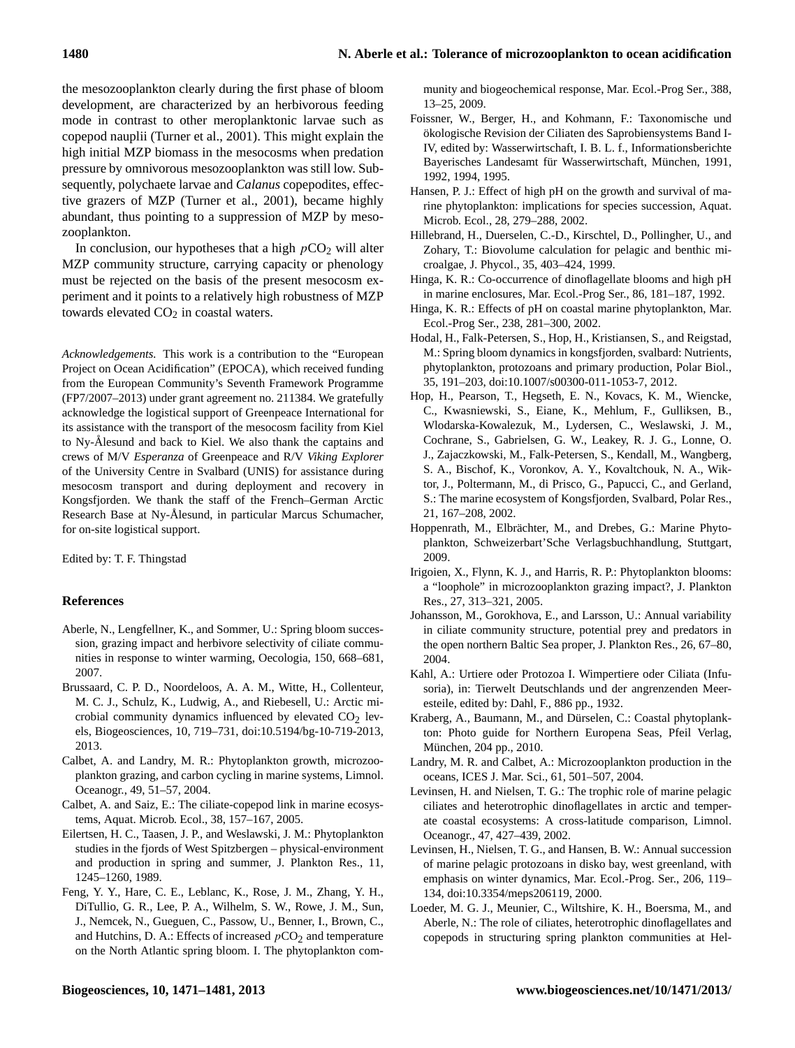the mesozooplankton clearly during the first phase of bloom development, are characterized by an herbivorous feeding mode in contrast to other meroplanktonic larvae such as copepod nauplii (Turner et al., 2001). This might explain the high initial MZP biomass in the mesocosms when predation pressure by omnivorous mesozooplankton was still low. Subsequently, polychaete larvae and *Calanus* copepodites, effective grazers of MZP (Turner et al., 2001), became highly abundant, thus pointing to a suppression of MZP by mesozooplankton.

In conclusion, our hypotheses that a high $pCO_2$ will alter MZP community structure, carrying capacity or phenology must be rejected on the basis of the present mesocosm experiment and it points to a relatively high robustness of MZP towards elevated $CO_2$ in coastal waters.

*Acknowledgements.* This work is a contribution to the "European Project on Ocean Acidification" (EPOCA), which received funding from the European Community's Seventh Framework Programme (FP7/2007–2013) under grant agreement no. 211384. We gratefully acknowledge the logistical support of Greenpeace International for its assistance with the transport of the mesocosm facility from Kiel to Ny-Ålesund and back to Kiel. We also thank the captains and crews of M/V *Esperanza* of Greenpeace and R/V *Viking Explorer* of the University Centre in Svalbard (UNIS) for assistance during mesocosm transport and during deployment and recovery in Kongsfjorden. We thank the staff of the French–German Arctic Research Base at Ny-Ålesund, in particular Marcus Schumacher, for on-site logistical support.

Edited by: T. F. Thingstad

## References

Aberle, N., Lengfellner, K., and Sommer, U.: Spring bloom succession, grazing impact and herbivore selectivity of ciliate communities in response to winter warming, Oecologia, 150, 668–681, 2007.

Brussaard, C. P. D., Noordeloos, A. A. M., Witte, H., Collenteur, M. C. J., Schulz, K., Ludwig, A., and Riebesell, U.: Arctic microbial community dynamics influenced by elevated $CO_2$ levels, Biogeosciences, 10, 719–731, doi:10.5194/bg-10-719-2013, 2013.

Calbet, A. and Landry, M. R.: Phytoplankton growth, microzooplankton grazing, and carbon cycling in marine systems, Limnol. Oceanogr., 49, 51–57, 2004.

Calbet, A. and Saiz, E.: The ciliate-copepod link in marine ecosystems, Aquat. Microb. Ecol., 38, 157–167, 2005.

Eilertsen, H. C., Taasen, J. P., and Weslawski, J. M.: Phytoplankton studies in the fjords of West Spitzbergen – physical-environment and production in spring and summer, J. Plankton Res., 11, 1245–1260, 1989.

Feng, Y. Y., Hare, C. E., Leblanc, K., Rose, J. M., Zhang, Y. H., DiTullio, G. R., Lee, P. A., Wilhelm, S. W., Rowe, J. M., Sun, J., Nemcek, N., Gueguen, C., Passow, U., Benner, I., Brown, C., and Hutchins, D. A.: Effects of increased $pCO_2$ and temperature on the North Atlantic spring bloom. I. The phytoplankton community and biogeochemical response, Mar. Ecol.-Prog Ser., 388, 13–25, 2009.

Foissner, W., Berger, H., and Kohmann, F.: Taxonomische und ökologische Revision der Ciliaten des Saprobiensystems Band I-IV, edited by: Wasserwirtschaft, I. B. L. f., Informationsberichte Bayerisches Landesamt für Wasserwirtschaft, München, 1991, 1992, 1994, 1995.

Hansen, P. J.: Effect of high pH on the growth and survival of marine phytoplankton: implications for species succession, Aquat. Microb. Ecol., 28, 279–288, 2002.

Hillebrand, H., Duerselen, C.-D., Kirschtel, D., Pollingher, U., and Zohary, T.: Biovolume calculation for pelagic and benthic microalgae, J. Phycol., 35, 403–424, 1999.

Hinga, K. R.: Co-occurrence of dinoflagellate blooms and high pH in marine enclosures, Mar. Ecol.-Prog Ser., 86, 181–187, 1992.

Hinga, K. R.: Effects of pH on coastal marine phytoplankton, Mar. Ecol.-Prog Ser., 238, 281–300, 2002.

Hodal, H., Falk-Petersen, S., Hop, H., Kristiansen, S., and Reigstad, M.: Spring bloom dynamics in kongsfjorden, svalbard: Nutrients, phytoplankton, protozoans and primary production, Polar Biol., 35, 191–203, doi:10.1007/s00300-011-1053-7, 2012.

Hop, H., Pearson, T., Hegseth, E. N., Kovacs, K. M., Wiencke, C., Kwasniewski, S., Eiane, K., Mehlum, F., Gulliksen, B., Wlodarska-Kowalezuk, M., Lydersen, C., Weslawski, J. M., Cochrane, S., Gabrielsen, G. W., Leakey, R. J. G., Lonne, O. J., Zajaczkowski, M., Falk-Petersen, S., Kendall, M., Wangberg, S. A., Bischof, K., Voronkov, A. Y., Kovaltchouk, N. A., Wiktor, J., Poltermann, M., di Prisco, G., Papucci, C., and Gerland, S.: The marine ecosystem of Kongsfjorden, Svalbard, Polar Res., 21, 167–208, 2002.

Hoppenrath, M., Elbrächter, M., and Drebes, G.: Marine Phytoplankton, Schweizerbart'Sche Verlagsbuchhandlung, Stuttgart, 2009.

Irigoien, X., Flynn, K. J., and Harris, R. P.: Phytoplankton blooms: a "loophole" in microzooplankton grazing impact?, J. Plankton Res., 27, 313–321, 2005.

Johansson, M., Gorokhova, E., and Larsson, U.: Annual variability in ciliate community structure, potential prey and predators in the open northern Baltic Sea proper, J. Plankton Res., 26, 67–80, 2004.

Kahl, A.: Urtiere oder Protozoa I. Wimpertiere oder Ciliata (Infusoria), in: Tierwelt Deutschlands und der angrenzenden Meeresteile, edited by: Dahl, F., 886 pp., 1932.

Kraberg, A., Baumann, M., and Dürselen, C.: Coastal phytoplankton: Photo guide for Northern Europena Seas, Pfeil Verlag, München, 204 pp., 2010.

Landry, M. R. and Calbet, A.: Microzooplankton production in the oceans, ICES J. Mar. Sci., 61, 501–507, 2004.

Levinsen, H. and Nielsen, T. G.: The trophic role of marine pelagic ciliates and heterotrophic dinoflagellates in arctic and temperate coastal ecosystems: A cross-latitude comparison, Limnol. Oceanogr., 47, 427–439, 2002.

Levinsen, H., Nielsen, T. G., and Hansen, B. W.: Annual succession of marine pelagic protozoans in disko bay, west greenland, with emphasis on winter dynamics, Mar. Ecol.-Prog. Ser., 206, 119–134, doi:10.3354/meps206119, 2000.

Loeder, M. G. J., Meunier, C., Wiltshire, K. H., Boersma, M., and Aberle, N.: The role of ciliates, heterotrophic dinoflagellates and copepods in structuring spring plankton communities at Hel-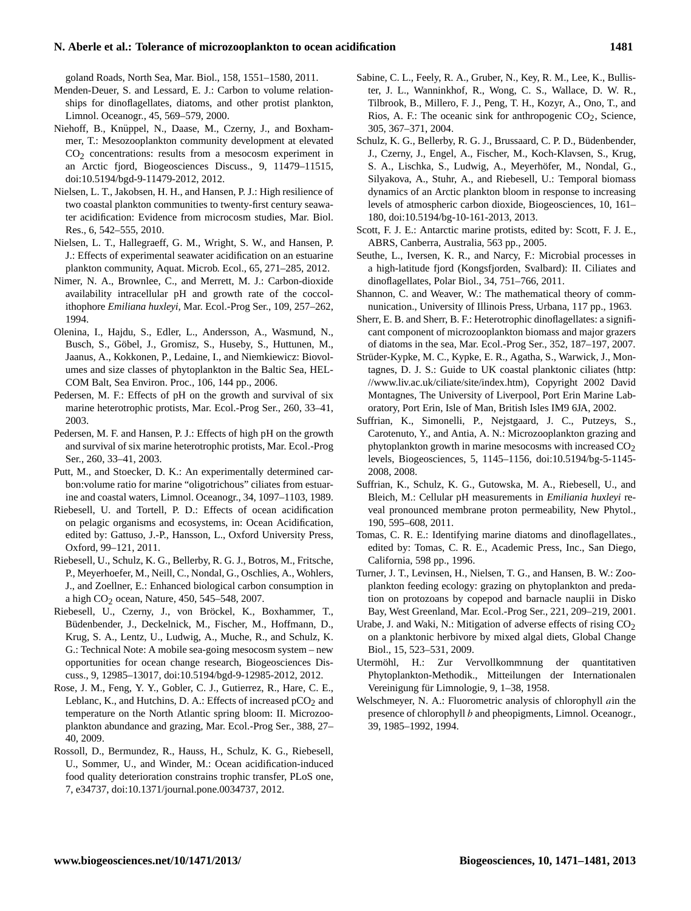goland Roads, North Sea, Mar. Biol., 158, 1551–1580, 2011.

Menden-Deuer, S. and Lessard, E. J.: Carbon to volume relationships for dinoflagellates, diatoms, and other protist plankton, Limnol. Oceanogr., 45, 569–579, 2000.

Niehoff, B., Knüppel, N., Daase, M., Czerny, J., and Boxhammer, T.: Mesozooplankton community development at elevated $CO_2$ concentrations: results from a mesocosm experiment in an Arctic fjord, Biogeosciences Discuss., 9, 11479–11515, doi:10.5194/bgd-9-11479-2012, 2012.

Nielsen, L. T., Jakobsen, H. H., and Hansen, P. J.: High resilience of two coastal plankton communities to twenty-first century seawater acidification: Evidence from microcosm studies, Mar. Biol. Res., 6, 542–555, 2010.

Nielsen, L. T., Hallegraeff, G. M., Wright, S. W., and Hansen, P. J.: Effects of experimental seawater acidification on an estuarine plankton community, Aquat. Microb. Ecol., 65, 271–285, 2012.

Nimer, N. A., Brownlee, C., and Merrett, M. J.: Carbon-dioxide availability intracellular pH and growth rate of the coccolithophore *Emiliana huxleyi*, Mar. Ecol.-Prog Ser., 109, 257–262, 1994.

Olenina, I., Hajdu, S., Edler, L., Andersson, A., Wasmund, N., Busch, S., Göbel, J., Gromisz, S., Huseby, S., Huttunen, M., Jaanus, A., Kokkonen, P., Ledaine, I., and Niemkiewicz: Biovolumes and size classes of phytoplankton in the Baltic Sea, HELCOM Balt, Sea Environ. Proc., 106, 144 pp., 2006.

Pedersen, M. F.: Effects of pH on the growth and survival of six marine heterotrophic protists, Mar. Ecol.-Prog Ser., 260, 33–41, 2003.

Pedersen, M. F. and Hansen, P. J.: Effects of high pH on the growth and survival of six marine heterotrophic protists, Mar. Ecol.-Prog Ser., 260, 33–41, 2003.

Putt, M., and Stoecker, D. K.: An experimentally determined carbon:volume ratio for marine "oligotrichous" ciliates from estuarine and coastal waters, Limnol. Oceanogr., 34, 1097–1103, 1989.

Riebesell, U. and Tortell, P. D.: Effects of ocean acidification on pelagic organisms and ecosystems, in: Ocean Acidification, edited by: Gattuso, J.-P., Hansson, L., Oxford University Press, Oxford, 99–121, 2011.

Riebesell, U., Schulz, K. G., Bellerby, R. G. J., Botros, M., Fritsche, P., Meyerhoefer, M., Neill, C., Nondal, G., Oschlies, A., Wohlers, J., and Zoellner, E.: Enhanced biological carbon consumption in a high $CO_2$ ocean, Nature, 450, 545–548, 2007.

Riebesell, U., Czerny, J., von Bröckel, K., Boxhammer, T., Büdenbender, J., Deckelnick, M., Fischer, M., Hoffmann, D., Krug, S. A., Lentz, U., Ludwig, A., Muche, R., and Schulz, K. G.: Technical Note: A mobile sea-going mesocosm system – new opportunities for ocean change research, Biogeosciences Discuss., 9, 12985–13017, doi:10.5194/bgd-9-12985-2012, 2012.

Rose, J. M., Feng, Y. Y., Gobler, C. J., Gutierrez, R., Hare, C. E., Leblanc, K., and Hutchins, D. A.: Effects of increased $pCO_2$ and temperature on the North Atlantic spring bloom: II. Microzooplankton abundance and grazing, Mar. Ecol.-Prog Ser., 388, 27–40, 2009.

Rossoll, D., Bermundez, R., Hauss, H., Schulz, K. G., Riebesell, U., Sommer, U., and Winder, M.: Ocean acidification-induced food quality deterioration constrains trophic transfer, PLoS one, 7, e34737, doi:10.1371/journal.pone.0034737, 2012.

Sabine, C. L., Feely, R. A., Gruber, N., Key, R. M., Lee, K., Bullister, J. L., Wanninkhof, R., Wong, C. S., Wallace, D. W. R., Tilbrook, B., Millero, F. J., Peng, T. H., Kozyr, A., Ono, T., and Rios, A. F.: The oceanic sink for anthropogenic $CO_2$, Science, 305, 367–371, 2004.

Schulz, K. G., Bellerby, R. G. J., Brussaard, C. P. D., Büdenbender, J., Czerny, J., Engel, A., Fischer, M., Koch-Klavsen, S., Krug, S. A., Lischka, S., Ludwig, A., Meyerhöfer, M., Nondal, G., Silyakova, A., Stuhr, A., and Riebesell, U.: Temporal biomass dynamics of an Arctic plankton bloom in response to increasing levels of atmospheric carbon dioxide, Biogeosciences, 10, 161–180, doi:10.5194/bg-10-161-2013, 2013.

Scott, F. J. E.: Antarctic marine protists, edited by: Scott, F. J. E., ABRS, Canberra, Australia, 563 pp., 2005.

Seuthe, L., Iversen, K. R., and Narcy, F.: Microbial processes in a high-latitude fjord (Kongsfjorden, Svalbard): II. Ciliates and dinoflagellates, Polar Biol., 34, 751–766, 2011.

Shannon, C. and Weaver, W.: The mathematical theory of communication., University of Illinois Press, Urbana, 117 pp., 1963.

Sherr, E. B. and Sherr, B. F.: Heterotrophic dinoflagellates: a significant component of microzooplankton biomass and major grazers of diatoms in the sea, Mar. Ecol.-Prog Ser., 352, 187–197, 2007.

Strüder-Kypke, M. C., Kypke, E. R., Agatha, S., Warwick, J., Montagnes, D. J. S.: Guide to UK coastal planktonic ciliates (http://www.liv.ac.uk/ciliate/site/index.htm), Copyright 2002 David Montagnes, The University of Liverpool, Port Erin Marine Laboratory, Port Erin, Isle of Man, British Isles IM9 6JA, 2002.

Suffrian, K., Simonelli, P., Nejstgaard, J. C., Putzeys, S., Carotenuto, Y., and Antia, A. N.: Microzooplankton grazing and phytoplankton growth in marine mesocosms with increased $CO_2$ levels, Biogeosciences, 5, 1145–1156, doi:10.5194/bg-5-1145-2008, 2008.

Suffrian, K., Schulz, K. G., Gutowska, M. A., Riebesell, U., and Bleich, M.: Cellular pH measurements in *Emiliania huxleyi* reveal pronounced membrane proton permeability, New Phytol., 190, 595–608, 2011.

Tomas, C. R. E.: Identifying marine diatoms and dinoflagellates., edited by: Tomas, C. R. E., Academic Press, Inc., San Diego, California, 598 pp., 1996.

Turner, J. T., Levinsen, H., Nielsen, T. G., and Hansen, B. W.: Zooplankton feeding ecology: grazing on phytoplankton and predation on protozoans by copepod and barnacle nauplii in Disko Bay, West Greenland, Mar. Ecol.-Prog Ser., 221, 209–219, 2001.

Urabe, J. and Waki, N.: Mitigation of adverse effects of rising $CO_2$ on a planktonic herbivore by mixed algal diets, Global Change Biol., 15, 523–531, 2009.

Utermöhl, H.: Zur Vervollkommnung der quantitativen Phytoplankton-Methodik., Mitteilungen der Internationalen Vereinigung für Limnologie, 9, 1–38, 1958.

Welschmeyer, N. A.: Fluorometric analysis of chlorophyll *a*in the presence of chlorophyll *b* and pheopigments, Limnol. Oceanogr., 39, 1985–1992, 1994.